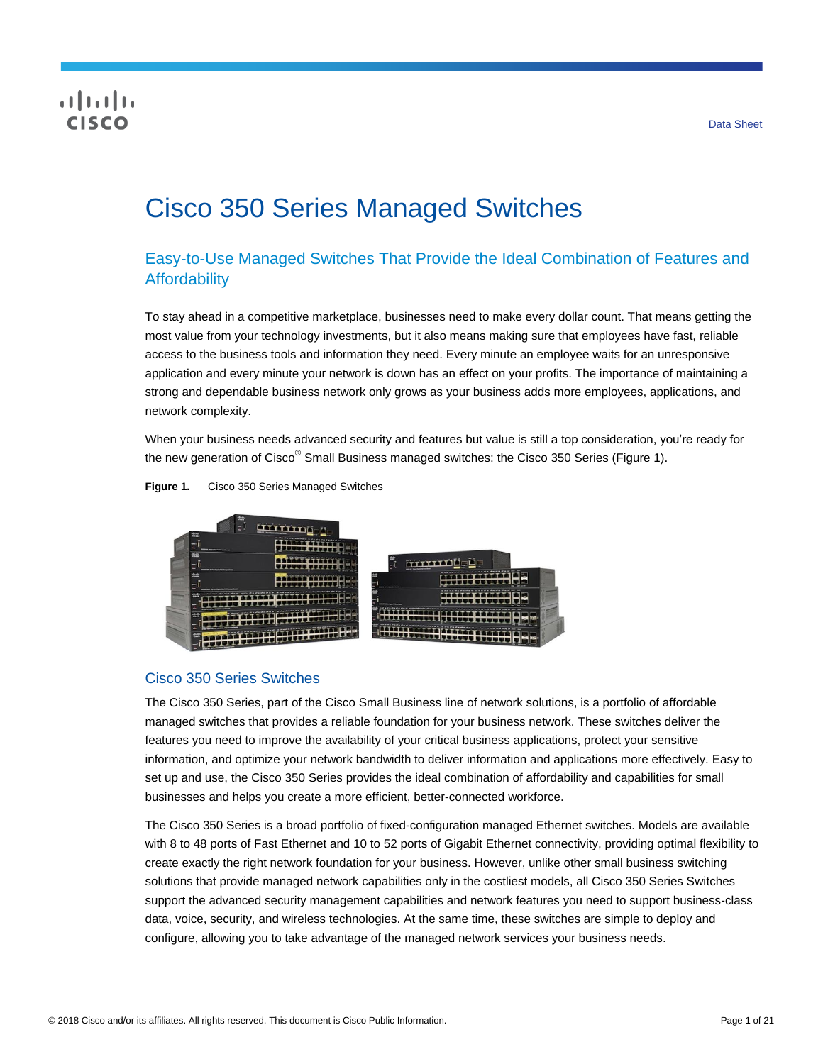Data Sheet

# Cisco 350 Series Managed Switches

## Easy-to-Use Managed Switches That Provide the Ideal Combination of Features and Affordability

To stay ahead in a competitive marketplace, businesses need to make every dollar count. That means getting the most value from your technology investments, but it also means making sure that employees have fast, reliable access to the business tools and information they need. Every minute an employee waits for an unresponsive application and every minute your network is down has an effect on your profits. The importance of maintaining a strong and dependable business network only grows as your business adds more employees, applications, and network complexity.

When your business needs advanced security and features but value is still a top consideration, you're ready for the new generation of Cisco® Small Business managed switches: the Cisco 350 Series (Figure 1).

**Figure 1.** Cisco 350 Series Managed Switches

### Cisco 350 Series Switches

The Cisco 350 Series, part of the Cisco Small Business line of network solutions, is a portfolio of affordable managed switches that provides a reliable foundation for your business network. These switches deliver the features you need to improve the availability of your critical business applications, protect your sensitive information, and optimize your network bandwidth to deliver information and applications more effectively. Easy to set up and use, the Cisco 350 Series provides the ideal combination of affordability and capabilities for small businesses and helps you create a more efficient, better-connected workforce.

The Cisco 350 Series is a broad portfolio of fixed-configuration managed Ethernet switches. Models are available with 8 to 48 ports of Fast Ethernet and 10 to 52 ports of Gigabit Ethernet connectivity, providing optimal flexibility to create exactly the right network foundation for your business. However, unlike other small business switching solutions that provide managed network capabilities only in the costliest models, all Cisco 350 Series Switches support the advanced security management capabilities and network features you need to support business-class data, voice, security, and wireless technologies. At the same time, these switches are simple to deploy and configure, allowing you to take advantage of the managed network services your business needs.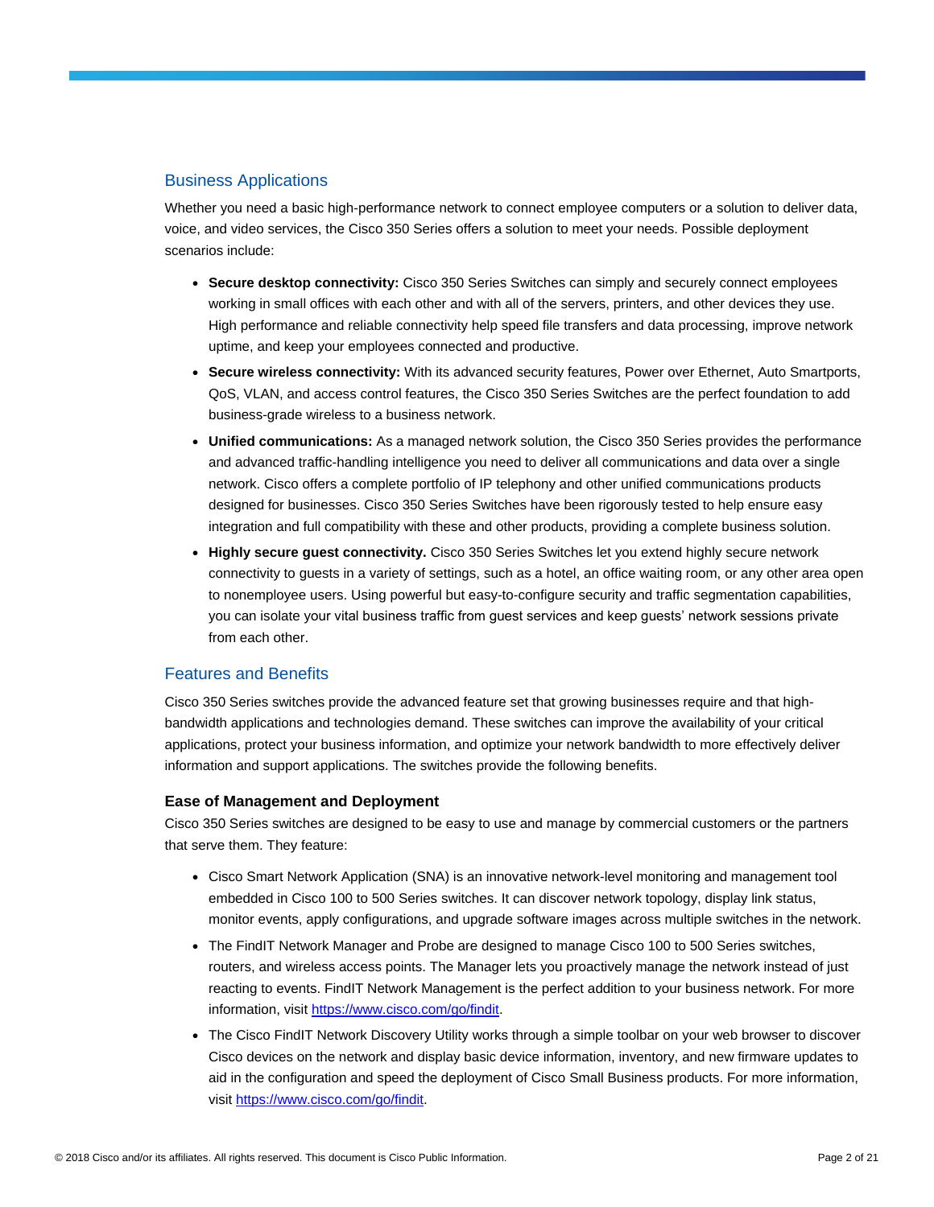## Business Applications

Whether you need a basic high-performance network to connect employee computers or a solution to deliver data, voice, and video services, the Cisco 350 Series offers a solution to meet your needs. Possible deployment scenarios include:

- **Secure desktop connectivity:** Cisco 350 Series Switches can simply and securely connect employees working in small offices with each other and with all of the servers, printers, and other devices they use. High performance and reliable connectivity help speed file transfers and data processing, improve network uptime, and keep your employees connected and productive.
- **Secure wireless connectivity:** With its advanced security features, Power over Ethernet, Auto Smartports, QoS, VLAN, and access control features, the Cisco 350 Series Switches are the perfect foundation to add business-grade wireless to a business network.
- **Unified communications:** As a managed network solution, the Cisco 350 Series provides the performance and advanced traffic-handling intelligence you need to deliver all communications and data over a single network. Cisco offers a complete portfolio of IP telephony and other unified communications products designed for businesses. Cisco 350 Series Switches have been rigorously tested to help ensure easy integration and full compatibility with these and other products, providing a complete business solution.
- **Highly secure guest connectivity.** Cisco 350 Series Switches let you extend highly secure network connectivity to guests in a variety of settings, such as a hotel, an office waiting room, or any other area open to nonemployee users. Using powerful but easy-to-configure security and traffic segmentation capabilities, you can isolate your vital business traffic from guest services and keep guests' network sessions private from each other.

## Features and Benefits

Cisco 350 Series switches provide the advanced feature set that growing businesses require and that high-bandwidth applications and technologies demand. These switches can improve the availability of your critical applications, protect your business information, and optimize your network bandwidth to more effectively deliver information and support applications. The switches provide the following benefits.

### Ease of Management and Deployment

Cisco 350 Series switches are designed to be easy to use and manage by commercial customers or the partners that serve them. They feature:

- Cisco Smart Network Application (SNA) is an innovative network-level monitoring and management tool embedded in Cisco 100 to 500 Series switches. It can discover network topology, display link status, monitor events, apply configurations, and upgrade software images across multiple switches in the network.
- The FindIT Network Manager and Probe are designed to manage Cisco 100 to 500 Series switches, routers, and wireless access points. The Manager lets you proactively manage the network instead of just reacting to events. FindIT Network Management is the perfect addition to your business network. For more information, visit https://www.cisco.com/go/findit.
- The Cisco FindIT Network Discovery Utility works through a simple toolbar on your web browser to discover Cisco devices on the network and display basic device information, inventory, and new firmware updates to aid in the configuration and speed the deployment of Cisco Small Business products. For more information, visit https://www.cisco.com/go/findit.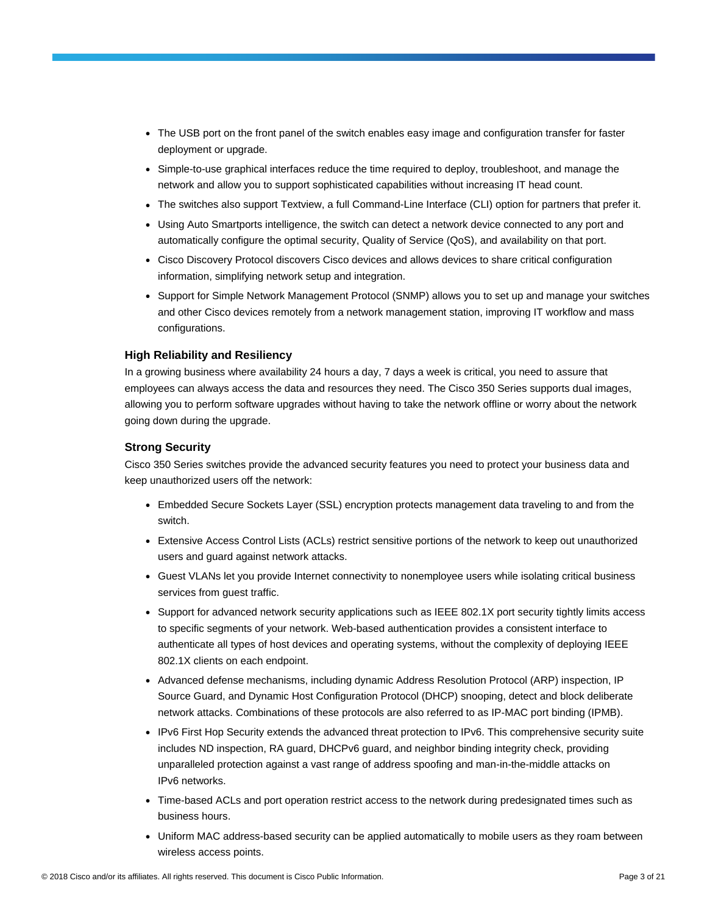- The USB port on the front panel of the switch enables easy image and configuration transfer for faster deployment or upgrade.
- Simple-to-use graphical interfaces reduce the time required to deploy, troubleshoot, and manage the network and allow you to support sophisticated capabilities without increasing IT head count.
- The switches also support Textview, a full Command-Line Interface (CLI) option for partners that prefer it.
- Using Auto Smartports intelligence, the switch can detect a network device connected to any port and automatically configure the optimal security, Quality of Service (QoS), and availability on that port.
- Cisco Discovery Protocol discovers Cisco devices and allows devices to share critical configuration information, simplifying network setup and integration.
- Support for Simple Network Management Protocol (SNMP) allows you to set up and manage your switches and other Cisco devices remotely from a network management station, improving IT workflow and mass configurations.

### High Reliability and Resiliency

In a growing business where availability 24 hours a day, 7 days a week is critical, you need to assure that employees can always access the data and resources they need. The Cisco 350 Series supports dual images, allowing you to perform software upgrades without having to take the network offline or worry about the network going down during the upgrade.

### Strong Security

Cisco 350 Series switches provide the advanced security features you need to protect your business data and keep unauthorized users off the network:

- Embedded Secure Sockets Layer (SSL) encryption protects management data traveling to and from the switch.
- Extensive Access Control Lists (ACLs) restrict sensitive portions of the network to keep out unauthorized users and guard against network attacks.
- Guest VLANs let you provide Internet connectivity to nonemployee users while isolating critical business services from guest traffic.
- Support for advanced network security applications such as IEEE 802.1X port security tightly limits access to specific segments of your network. Web-based authentication provides a consistent interface to authenticate all types of host devices and operating systems, without the complexity of deploying IEEE 802.1X clients on each endpoint.
- Advanced defense mechanisms, including dynamic Address Resolution Protocol (ARP) inspection, IP Source Guard, and Dynamic Host Configuration Protocol (DHCP) snooping, detect and block deliberate network attacks. Combinations of these protocols are also referred to as IP-MAC port binding (IPMB).
- IPv6 First Hop Security extends the advanced threat protection to IPv6. This comprehensive security suite includes ND inspection, RA guard, DHCPv6 guard, and neighbor binding integrity check, providing unparalleled protection against a vast range of address spoofing and man-in-the-middle attacks on IPv6 networks.
- Time-based ACLs and port operation restrict access to the network during predesignated times such as business hours.
- Uniform MAC address-based security can be applied automatically to mobile users as they roam between wireless access points.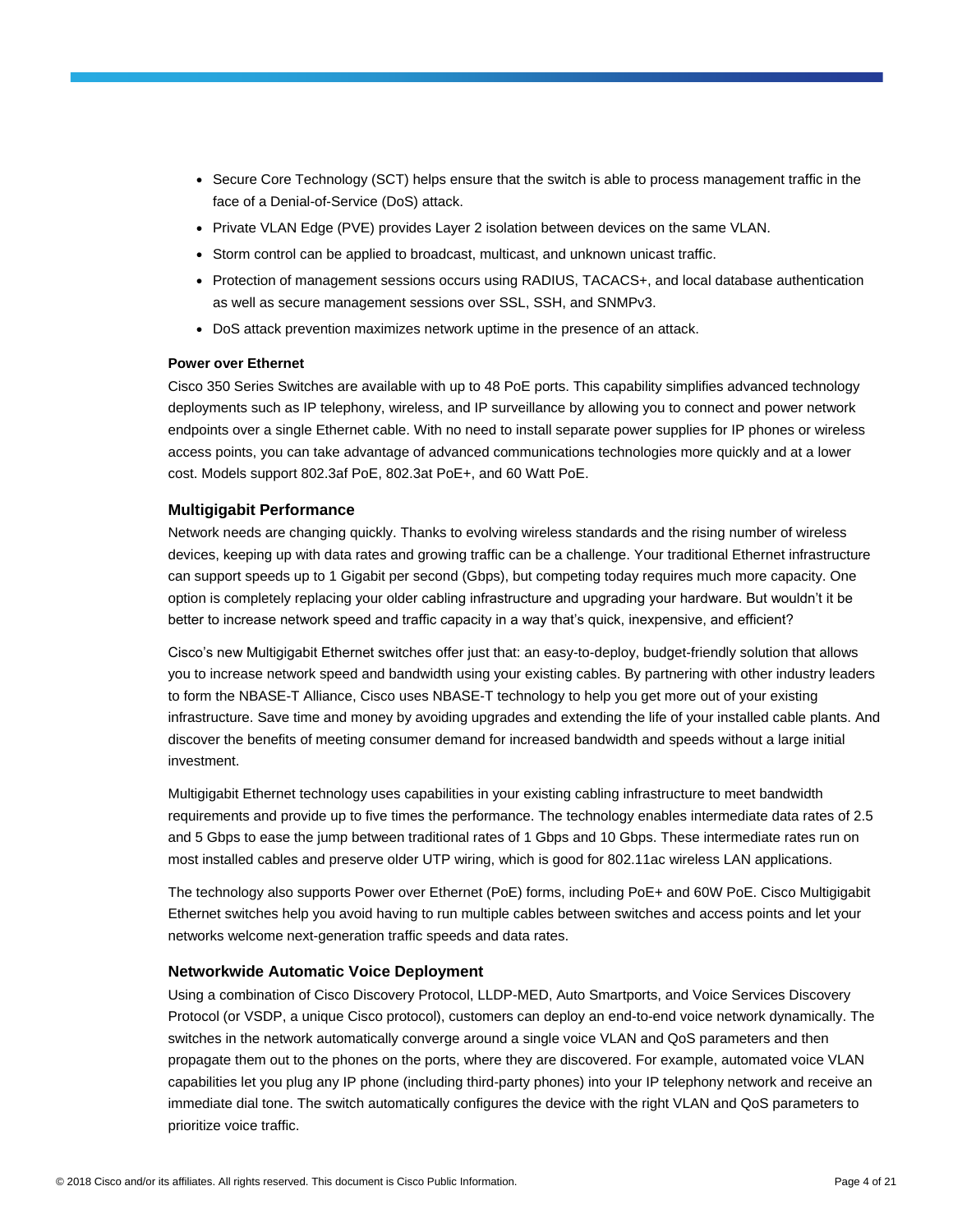- Secure Core Technology (SCT) helps ensure that the switch is able to process management traffic in the face of a Denial-of-Service (DoS) attack.
- Private VLAN Edge (PVE) provides Layer 2 isolation between devices on the same VLAN.
- Storm control can be applied to broadcast, multicast, and unknown unicast traffic.
- Protection of management sessions occurs using RADIUS, TACACS+, and local database authentication as well as secure management sessions over SSL, SSH, and SNMPv3.
- DoS attack prevention maximizes network uptime in the presence of an attack.

**Power over Ethernet**

Cisco 350 Series Switches are available with up to 48 PoE ports. This capability simplifies advanced technology deployments such as IP telephony, wireless, and IP surveillance by allowing you to connect and power network endpoints over a single Ethernet cable. With no need to install separate power supplies for IP phones or wireless access points, you can take advantage of advanced communications technologies more quickly and at a lower cost. Models support 802.3af PoE, 802.3at PoE+, and 60 Watt PoE.

### Multigigabit Performance

Network needs are changing quickly. Thanks to evolving wireless standards and the rising number of wireless devices, keeping up with data rates and growing traffic can be a challenge. Your traditional Ethernet infrastructure can support speeds up to 1 Gigabit per second (Gbps), but competing today requires much more capacity. One option is completely replacing your older cabling infrastructure and upgrading your hardware. But wouldn't it be better to increase network speed and traffic capacity in a way that's quick, inexpensive, and efficient?

Cisco's new Multigigabit Ethernet switches offer just that: an easy-to-deploy, budget-friendly solution that allows you to increase network speed and bandwidth using your existing cables. By partnering with other industry leaders to form the NBASE-T Alliance, Cisco uses NBASE-T technology to help you get more out of your existing infrastructure. Save time and money by avoiding upgrades and extending the life of your installed cable plants. And discover the benefits of meeting consumer demand for increased bandwidth and speeds without a large initial investment.

Multigigabit Ethernet technology uses capabilities in your existing cabling infrastructure to meet bandwidth requirements and provide up to five times the performance. The technology enables intermediate data rates of 2.5 and 5 Gbps to ease the jump between traditional rates of 1 Gbps and 10 Gbps. These intermediate rates run on most installed cables and preserve older UTP wiring, which is good for 802.11ac wireless LAN applications.

The technology also supports Power over Ethernet (PoE) forms, including PoE+ and 60W PoE. Cisco Multigigabit Ethernet switches help you avoid having to run multiple cables between switches and access points and let your networks welcome next-generation traffic speeds and data rates.

### Networkwide Automatic Voice Deployment

Using a combination of Cisco Discovery Protocol, LLDP-MED, Auto Smartports, and Voice Services Discovery Protocol (or VSDP, a unique Cisco protocol), customers can deploy an end-to-end voice network dynamically. The switches in the network automatically converge around a single voice VLAN and QoS parameters and then propagate them out to the phones on the ports, where they are discovered. For example, automated voice VLAN capabilities let you plug any IP phone (including third-party phones) into your IP telephony network and receive an immediate dial tone. The switch automatically configures the device with the right VLAN and QoS parameters to prioritize voice traffic.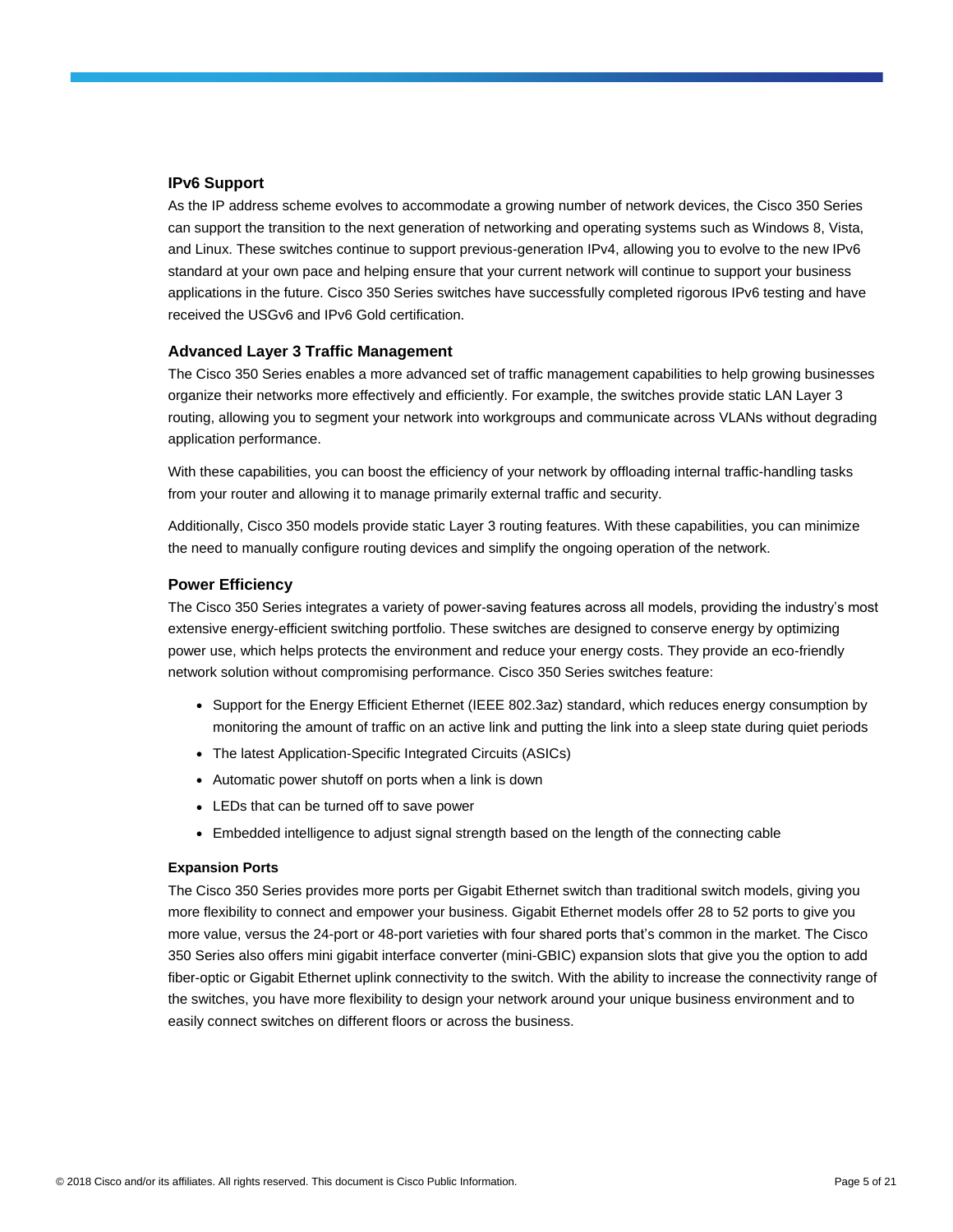### IPv6 Support

As the IP address scheme evolves to accommodate a growing number of network devices, the Cisco 350 Series can support the transition to the next generation of networking and operating systems such as Windows 8, Vista, and Linux. These switches continue to support previous-generation IPv4, allowing you to evolve to the new IPv6 standard at your own pace and helping ensure that your current network will continue to support your business applications in the future. Cisco 350 Series switches have successfully completed rigorous IPv6 testing and have received the USGv6 and IPv6 Gold certification.

### Advanced Layer 3 Traffic Management

The Cisco 350 Series enables a more advanced set of traffic management capabilities to help growing businesses organize their networks more effectively and efficiently. For example, the switches provide static LAN Layer 3 routing, allowing you to segment your network into workgroups and communicate across VLANs without degrading application performance.

With these capabilities, you can boost the efficiency of your network by offloading internal traffic-handling tasks from your router and allowing it to manage primarily external traffic and security.

Additionally, Cisco 350 models provide static Layer 3 routing features. With these capabilities, you can minimize the need to manually configure routing devices and simplify the ongoing operation of the network.

### Power Efficiency

The Cisco 350 Series integrates a variety of power-saving features across all models, providing the industry's most extensive energy-efficient switching portfolio. These switches are designed to conserve energy by optimizing power use, which helps protects the environment and reduce your energy costs. They provide an eco-friendly network solution without compromising performance. Cisco 350 Series switches feature:

- Support for the Energy Efficient Ethernet (IEEE 802.3az) standard, which reduces energy consumption by monitoring the amount of traffic on an active link and putting the link into a sleep state during quiet periods
- The latest Application-Specific Integrated Circuits (ASICs)
- Automatic power shutoff on ports when a link is down
- LEDs that can be turned off to save power
- Embedded intelligence to adjust signal strength based on the length of the connecting cable

#### Expansion Ports

The Cisco 350 Series provides more ports per Gigabit Ethernet switch than traditional switch models, giving you more flexibility to connect and empower your business. Gigabit Ethernet models offer 28 to 52 ports to give you more value, versus the 24-port or 48-port varieties with four shared ports that's common in the market. The Cisco 350 Series also offers mini gigabit interface converter (mini-GBIC) expansion slots that give you the option to add fiber-optic or Gigabit Ethernet uplink connectivity to the switch. With the ability to increase the connectivity range of the switches, you have more flexibility to design your network around your unique business environment and to easily connect switches on different floors or across the business.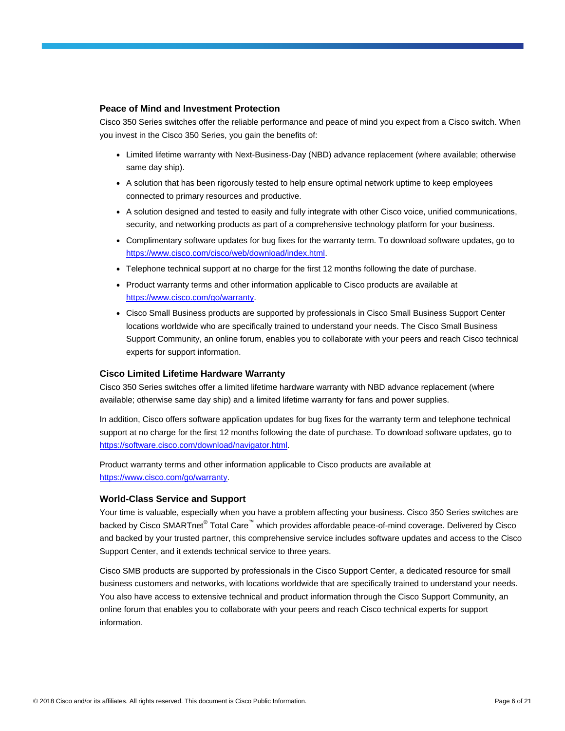### Peace of Mind and Investment Protection

Cisco 350 Series switches offer the reliable performance and peace of mind you expect from a Cisco switch. When you invest in the Cisco 350 Series, you gain the benefits of:

- Limited lifetime warranty with Next-Business-Day (NBD) advance replacement (where available; otherwise same day ship).
- A solution that has been rigorously tested to help ensure optimal network uptime to keep employees connected to primary resources and productive.
- A solution designed and tested to easily and fully integrate with other Cisco voice, unified communications, security, and networking products as part of a comprehensive technology platform for your business.
- Complimentary software updates for bug fixes for the warranty term. To download software updates, go to https://www.cisco.com/cisco/web/download/index.html.
- Telephone technical support at no charge for the first 12 months following the date of purchase.
- Product warranty terms and other information applicable to Cisco products are available at https://www.cisco.com/go/warranty.
- Cisco Small Business products are supported by professionals in Cisco Small Business Support Center locations worldwide who are specifically trained to understand your needs. The Cisco Small Business Support Community, an online forum, enables you to collaborate with your peers and reach Cisco technical experts for support information.

### Cisco Limited Lifetime Hardware Warranty

Cisco 350 Series switches offer a limited lifetime hardware warranty with NBD advance replacement (where available; otherwise same day ship) and a limited lifetime warranty for fans and power supplies.

In addition, Cisco offers software application updates for bug fixes for the warranty term and telephone technical support at no charge for the first 12 months following the date of purchase. To download software updates, go to https://software.cisco.com/download/navigator.html.

Product warranty terms and other information applicable to Cisco products are available at https://www.cisco.com/go/warranty.

### World-Class Service and Support

Your time is valuable, especially when you have a problem affecting your business. Cisco 350 Series switches are backed by Cisco SMARTnet® Total Care™ which provides affordable peace-of-mind coverage. Delivered by Cisco and backed by your trusted partner, this comprehensive service includes software updates and access to the Cisco Support Center, and it extends technical service to three years.

Cisco SMB products are supported by professionals in the Cisco Support Center, a dedicated resource for small business customers and networks, with locations worldwide that are specifically trained to understand your needs. You also have access to extensive technical and product information through the Cisco Support Community, an online forum that enables you to collaborate with your peers and reach Cisco technical experts for support information.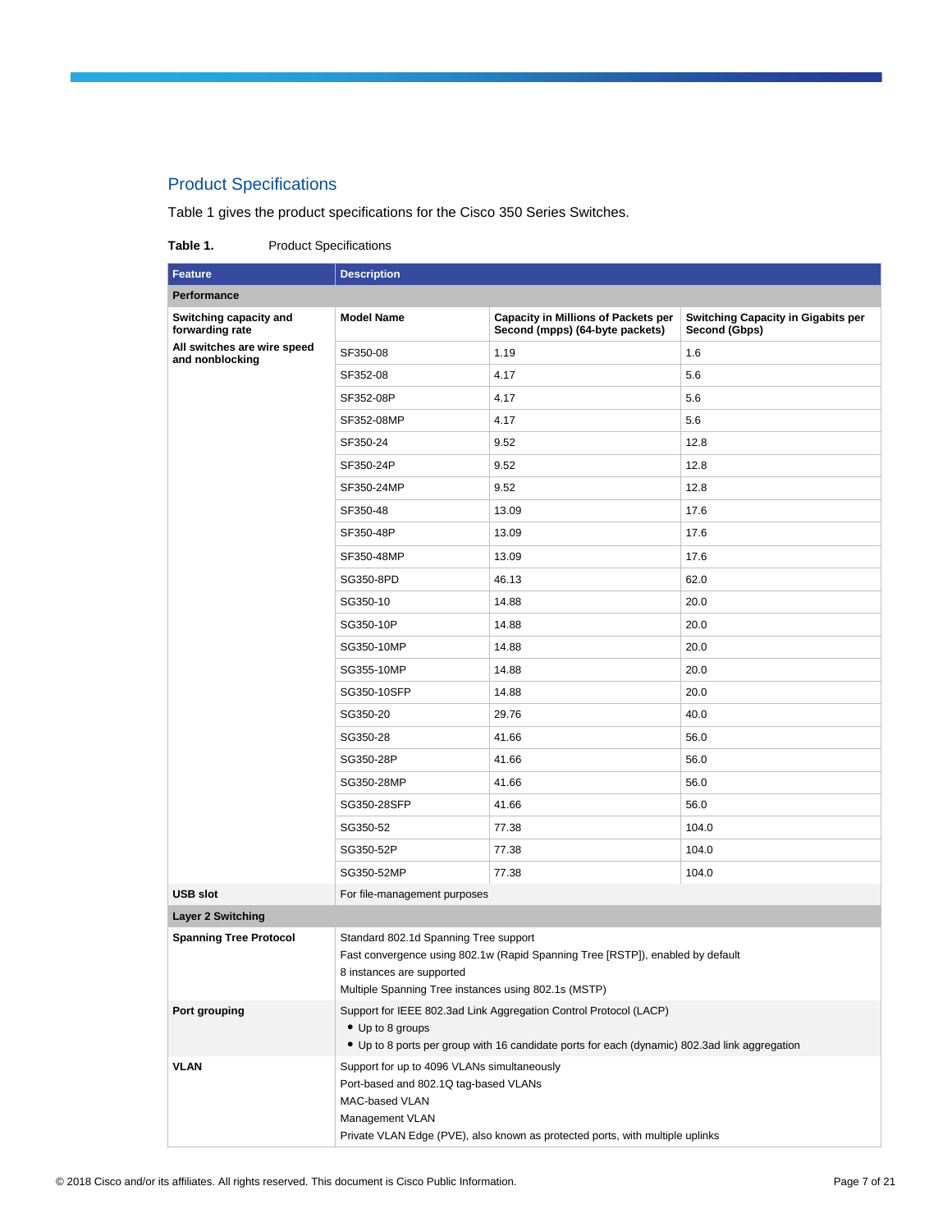## Product Specifications

Table 1 gives the product specifications for the Cisco 350 Series Switches.

**Table 1.** Product Specifications

| Feature | Description | | |
|---|---|---|---|
| **Performance** | | | |
| **Switching capacity and forwarding rate**<br>**All switches are wire speed and nonblocking** | **Model Name** | **Capacity in Millions of Packets per Second (mpps) (64-byte packets)** | **Switching Capacity in Gigabits per Second (Gbps)** |
| | SF350-08 | 1.19 | 1.6 |
| | SF352-08 | 4.17 | 5.6 |
| | SF352-08P | 4.17 | 5.6 |
| | SF352-08MP | 4.17 | 5.6 |
| | SF350-24 | 9.52 | 12.8 |
| | SF350-24P | 9.52 | 12.8 |
| | SF350-24MP | 9.52 | 12.8 |
| | SF350-48 | 13.09 | 17.6 |
| | SF350-48P | 13.09 | 17.6 |
| | SF350-48MP | 13.09 | 17.6 |
| | SG350-8PD | 46.13 | 62.0 |
| | SG350-10 | 14.88 | 20.0 |
| | SG350-10P | 14.88 | 20.0 |
| | SG350-10MP | 14.88 | 20.0 |
| | SG355-10MP | 14.88 | 20.0 |
| | SG350-10SFP | 14.88 | 20.0 |
| | SG350-20 | 29.76 | 40.0 |
| | SG350-28 | 41.66 | 56.0 |
| | SG350-28P | 41.66 | 56.0 |
| | SG350-28MP | 41.66 | 56.0 |
| | SG350-28SFP | 41.66 | 56.0 |
| | SG350-52 | 77.38 | 104.0 |
| | SG350-52P | 77.38 | 104.0 |
| | SG350-52MP | 77.38 | 104.0 |
| **USB slot** | For file-management purposes | | |
| **Layer 2 Switching** | | | |
| **Spanning Tree Protocol** | Standard 802.1d Spanning Tree support<br>Fast convergence using 802.1w (Rapid Spanning Tree [RSTP]), enabled by default<br>8 instances are supported<br>Multiple Spanning Tree instances using 802.1s (MSTP) | | |
| **Port grouping** | Support for IEEE 802.3ad Link Aggregation Control Protocol (LACP)<br>• Up to 8 groups<br>• Up to 8 ports per group with 16 candidate ports for each (dynamic) 802.3ad link aggregation | | |
| **VLAN** | Support for up to 4096 VLANs simultaneously<br>Port-based and 802.1Q tag-based VLANs<br>MAC-based VLAN<br>Management VLAN<br>Private VLAN Edge (PVE), also known as protected ports, with multiple uplinks | | |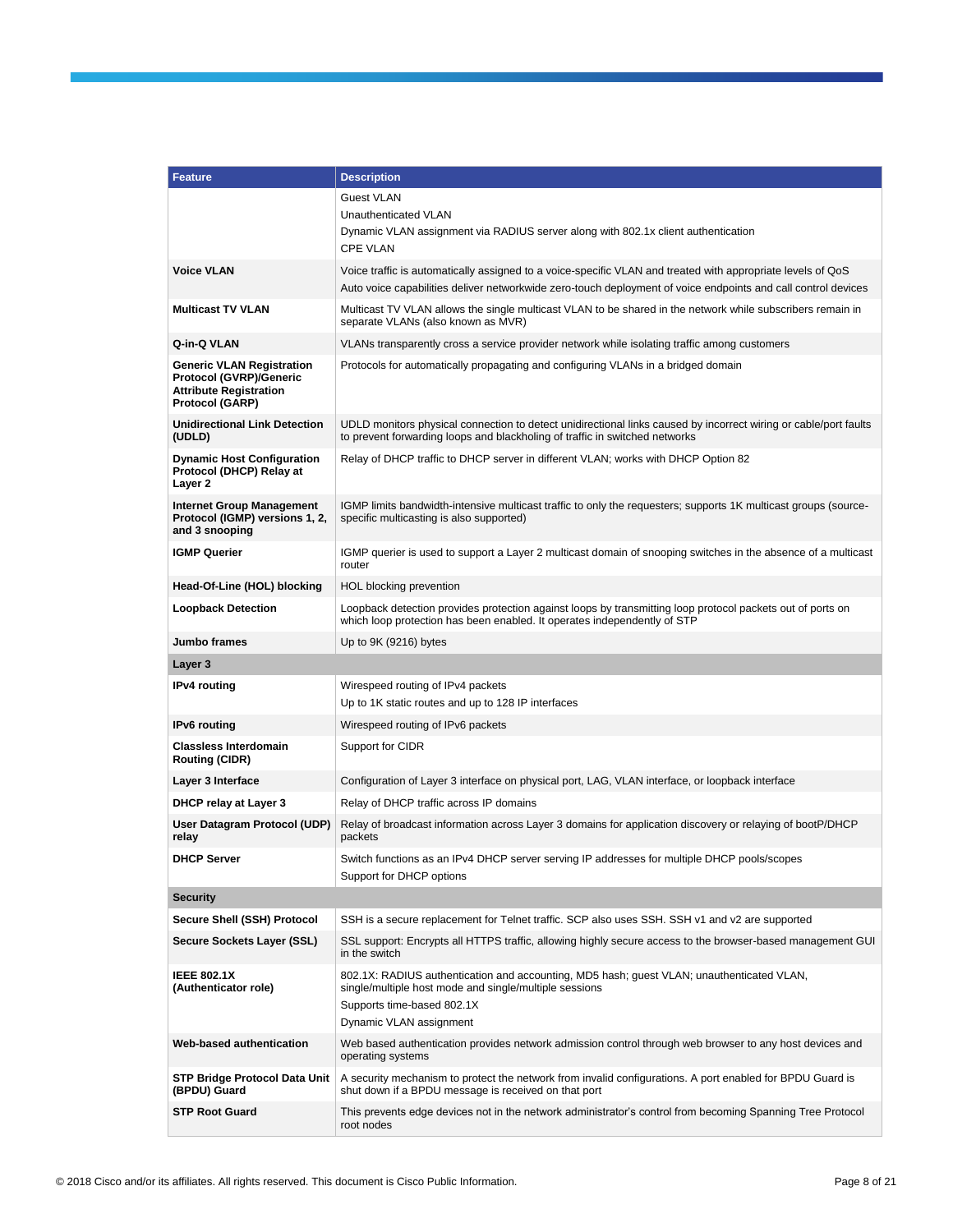| Feature | Description |
| --- | --- |
| | Guest VLAN<br>Unauthenticated VLAN<br>Dynamic VLAN assignment via RADIUS server along with 802.1x client authentication<br>CPE VLAN |
| **Voice VLAN** | Voice traffic is automatically assigned to a voice-specific VLAN and treated with appropriate levels of QoS<br>Auto voice capabilities deliver networkwide zero-touch deployment of voice endpoints and call control devices |
| **Multicast TV VLAN** | Multicast TV VLAN allows the single multicast VLAN to be shared in the network while subscribers remain in separate VLANs (also known as MVR) |
| **Q-in-Q VLAN** | VLANs transparently cross a service provider network while isolating traffic among customers |
| **Generic VLAN Registration Protocol (GVRP)/Generic Attribute Registration Protocol (GARP)** | Protocols for automatically propagating and configuring VLANs in a bridged domain |
| **Unidirectional Link Detection (UDLD)** | UDLD monitors physical connection to detect unidirectional links caused by incorrect wiring or cable/port faults to prevent forwarding loops and blackholing of traffic in switched networks |
| **Dynamic Host Configuration Protocol (DHCP) Relay at Layer 2** | Relay of DHCP traffic to DHCP server in different VLAN; works with DHCP Option 82 |
| **Internet Group Management Protocol (IGMP) versions 1, 2, and 3 snooping** | IGMP limits bandwidth-intensive multicast traffic to only the requesters; supports 1K multicast groups (source-specific multicasting is also supported) |
| **IGMP Querier** | IGMP querier is used to support a Layer 2 multicast domain of snooping switches in the absence of a multicast router |
| **Head-Of-Line (HOL) blocking** | HOL blocking prevention |
| **Loopback Detection** | Loopback detection provides protection against loops by transmitting loop protocol packets out of ports on which loop protection has been enabled. It operates independently of STP |
| **Jumbo frames** | Up to 9K (9216) bytes |
| **Layer 3** | |
| **IPv4 routing** | Wirespeed routing of IPv4 packets<br>Up to 1K static routes and up to 128 IP interfaces |
| **IPv6 routing** | Wirespeed routing of IPv6 packets |
| **Classless Interdomain Routing (CIDR)** | Support for CIDR |
| **Layer 3 Interface** | Configuration of Layer 3 interface on physical port, LAG, VLAN interface, or loopback interface |
| **DHCP relay at Layer 3** | Relay of DHCP traffic across IP domains |
| **User Datagram Protocol (UDP) relay** | Relay of broadcast information across Layer 3 domains for application discovery or relaying of bootP/DHCP packets |
| **DHCP Server** | Switch functions as an IPv4 DHCP server serving IP addresses for multiple DHCP pools/scopes<br>Support for DHCP options |
| **Security** | |
| **Secure Shell (SSH) Protocol** | SSH is a secure replacement for Telnet traffic. SCP also uses SSH. SSH v1 and v2 are supported |
| **Secure Sockets Layer (SSL)** | SSL support: Encrypts all HTTPS traffic, allowing highly secure access to the browser-based management GUI in the switch |
| **IEEE 802.1X (Authenticator role)** | 802.1X: RADIUS authentication and accounting, MD5 hash; guest VLAN; unauthenticated VLAN, single/multiple host mode and single/multiple sessions<br>Supports time-based 802.1X<br>Dynamic VLAN assignment |
| **Web-based authentication** | Web based authentication provides network admission control through web browser to any host devices and operating systems |
| **STP Bridge Protocol Data Unit (BPDU) Guard** | A security mechanism to protect the network from invalid configurations. A port enabled for BPDU Guard is shut down if a BPDU message is received on that port |
| **STP Root Guard** | This prevents edge devices not in the network administrator's control from becoming Spanning Tree Protocol root nodes |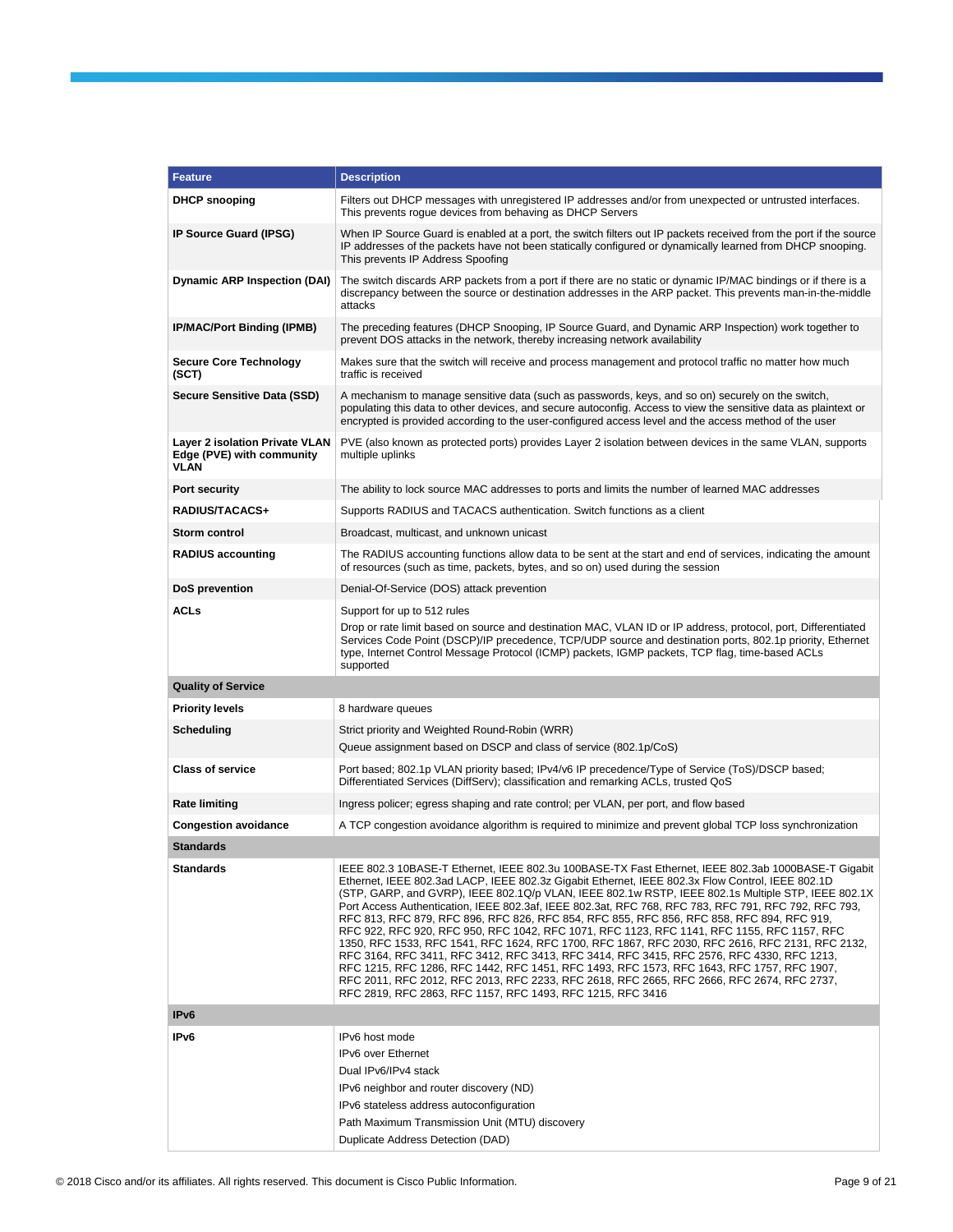| Feature | Description |
| --- | --- |
| **DHCP snooping** | Filters out DHCP messages with unregistered IP addresses and/or from unexpected or untrusted interfaces. This prevents rogue devices from behaving as DHCP Servers |
| **IP Source Guard (IPSG)** | When IP Source Guard is enabled at a port, the switch filters out IP packets received from the port if the source IP addresses of the packets have not been statically configured or dynamically learned from DHCP snooping. This prevents IP Address Spoofing |
| **Dynamic ARP Inspection (DAI)** | The switch discards ARP packets from a port if there are no static or dynamic IP/MAC bindings or if there is a discrepancy between the source or destination addresses in the ARP packet. This prevents man-in-the-middle attacks |
| **IP/MAC/Port Binding (IPMB)** | The preceding features (DHCP Snooping, IP Source Guard, and Dynamic ARP Inspection) work together to prevent DOS attacks in the network, thereby increasing network availability |
| **Secure Core Technology (SCT)** | Makes sure that the switch will receive and process management and protocol traffic no matter how much traffic is received |
| **Secure Sensitive Data (SSD)** | A mechanism to manage sensitive data (such as passwords, keys, and so on) securely on the switch, populating this data to other devices, and secure autoconfig. Access to view the sensitive data as plaintext or encrypted is provided according to the user-configured access level and the access method of the user |
| **Layer 2 isolation Private VLAN Edge (PVE) with community VLAN** | PVE (also known as protected ports) provides Layer 2 isolation between devices in the same VLAN, supports multiple uplinks |
| **Port security** | The ability to lock source MAC addresses to ports and limits the number of learned MAC addresses |
| **RADIUS/TACACS+** | Supports RADIUS and TACACS authentication. Switch functions as a client |
| **Storm control** | Broadcast, multicast, and unknown unicast |
| **RADIUS accounting** | The RADIUS accounting functions allow data to be sent at the start and end of services, indicating the amount of resources (such as time, packets, bytes, and so on) used during the session |
| **DoS prevention** | Denial-Of-Service (DOS) attack prevention |
| **ACLs** | Support for up to 512 rules<br>Drop or rate limit based on source and destination MAC, VLAN ID or IP address, protocol, port, Differentiated Services Code Point (DSCP)/IP precedence, TCP/UDP source and destination ports, 802.1p priority, Ethernet type, Internet Control Message Protocol (ICMP) packets, IGMP packets, TCP flag, time-based ACLs supported |
| **Quality of Service** | |
| **Priority levels** | 8 hardware queues |
| **Scheduling** | Strict priority and Weighted Round-Robin (WRR)<br>Queue assignment based on DSCP and class of service (802.1p/CoS) |
| **Class of service** | Port based; 802.1p VLAN priority based; IPv4/v6 IP precedence/Type of Service (ToS)/DSCP based; Differentiated Services (DiffServ); classification and remarking ACLs, trusted QoS |
| **Rate limiting** | Ingress policer; egress shaping and rate control; per VLAN, per port, and flow based |
| **Congestion avoidance** | A TCP congestion avoidance algorithm is required to minimize and prevent global TCP loss synchronization |
| **Standards** | |
| **Standards** | IEEE 802.3 10BASE-T Ethernet, IEEE 802.3u 100BASE-TX Fast Ethernet, IEEE 802.3ab 1000BASE-T Gigabit Ethernet, IEEE 802.3ad LACP, IEEE 802.3z Gigabit Ethernet, IEEE 802.3x Flow Control, IEEE 802.1D (STP, GARP, and GVRP), IEEE 802.1Q/p VLAN, IEEE 802.1w RSTP, IEEE 802.1s Multiple STP, IEEE 802.1X Port Access Authentication, IEEE 802.3af, IEEE 802.3at, RFC 768, RFC 783, RFC 791, RFC 792, RFC 793, RFC 813, RFC 879, RFC 896, RFC 826, RFC 854, RFC 855, RFC 856, RFC 858, RFC 894, RFC 919, RFC 922, RFC 920, RFC 950, RFC 1042, RFC 1071, RFC 1123, RFC 1141, RFC 1155, RFC 1157, RFC 1350, RFC 1533, RFC 1541, RFC 1624, RFC 1700, RFC 1867, RFC 2030, RFC 2616, RFC 2131, RFC 2132, RFC 3164, RFC 3411, RFC 3412, RFC 3413, RFC 3414, RFC 3415, RFC 2576, RFC 4330, RFC 1213, RFC 1215, RFC 1286, RFC 1442, RFC 1451, RFC 1493, RFC 1573, RFC 1643, RFC 1757, RFC 1907, RFC 2011, RFC 2012, RFC 2013, RFC 2233, RFC 2618, RFC 2665, RFC 2666, RFC 2674, RFC 2737, RFC 2819, RFC 2863, RFC 1157, RFC 1493, RFC 1215, RFC 3416 |
| **IPv6** | |
| **IPv6** | IPv6 host mode<br>IPv6 over Ethernet<br>Dual IPv6/IPv4 stack<br>IPv6 neighbor and router discovery (ND)<br>IPv6 stateless address autoconfiguration<br>Path Maximum Transmission Unit (MTU) discovery<br>Duplicate Address Detection (DAD) |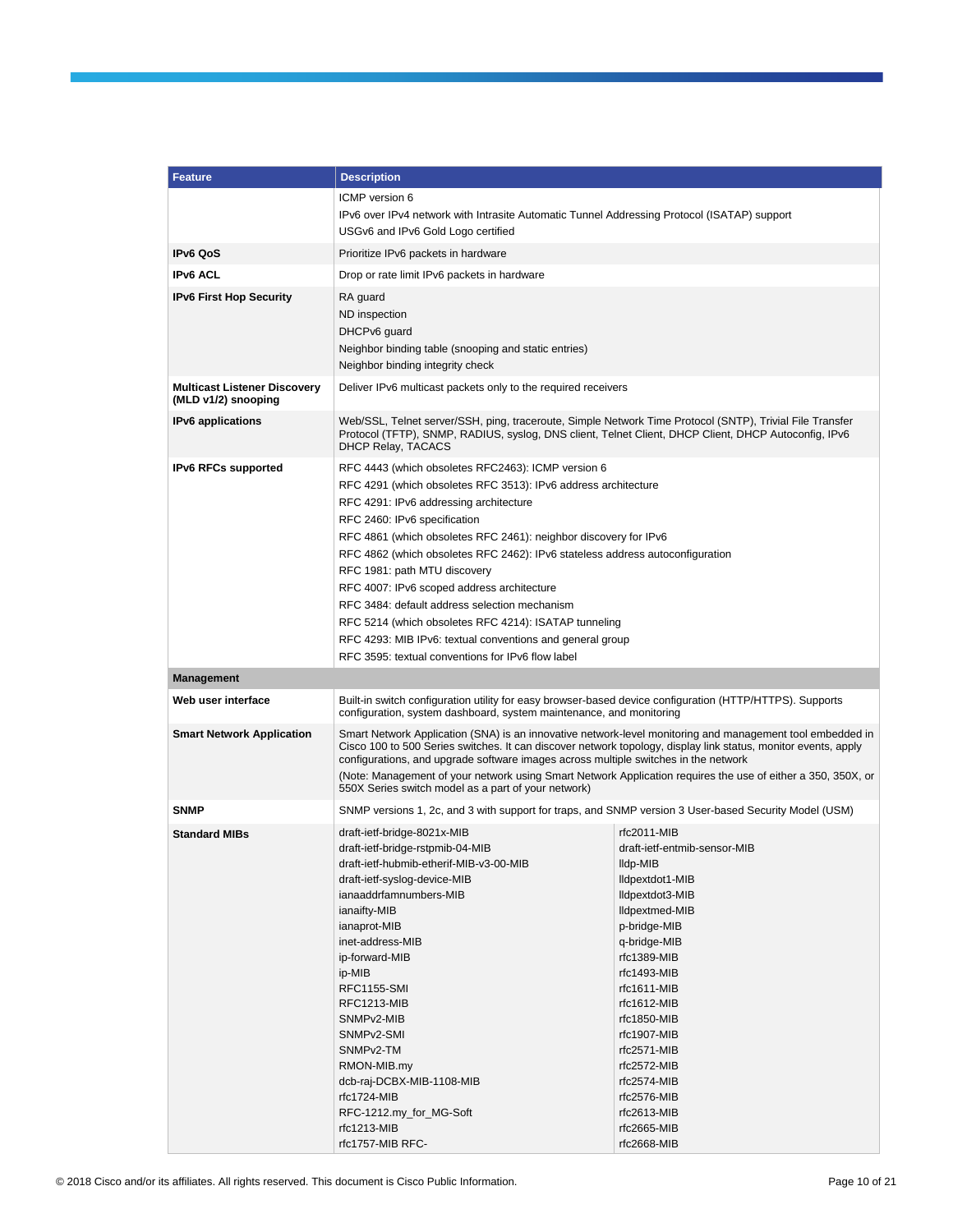| Feature | Description | |
|---|---|---|
| | ICMP version 6<br>IPv6 over IPv4 network with Intrasite Automatic Tunnel Addressing Protocol (ISATAP) support<br>USGv6 and IPv6 Gold Logo certified | |
| **IPv6 QoS** | Prioritize IPv6 packets in hardware | |
| **IPv6 ACL** | Drop or rate limit IPv6 packets in hardware | |
| **IPv6 First Hop Security** | RA guard<br>ND inspection<br>DHCPv6 guard<br>Neighbor binding table (snooping and static entries)<br>Neighbor binding integrity check | |
| **Multicast Listener Discovery (MLD v1/2) snooping** | Deliver IPv6 multicast packets only to the required receivers | |
| **IPv6 applications** | Web/SSL, Telnet server/SSH, ping, traceroute, Simple Network Time Protocol (SNTP), Trivial File Transfer Protocol (TFTP), SNMP, RADIUS, syslog, DNS client, Telnet Client, DHCP Client, DHCP Autoconfig, IPv6 DHCP Relay, TACACS | |
| **IPv6 RFCs supported** | RFC 4443 (which obsoletes RFC2463): ICMP version 6<br>RFC 4291 (which obsoletes RFC 3513): IPv6 address architecture<br>RFC 4291: IPv6 addressing architecture<br>RFC 2460: IPv6 specification<br>RFC 4861 (which obsoletes RFC 2461): neighbor discovery for IPv6<br>RFC 4862 (which obsoletes RFC 2462): IPv6 stateless address autoconfiguration<br>RFC 1981: path MTU discovery<br>RFC 4007: IPv6 scoped address architecture<br>RFC 3484: default address selection mechanism<br>RFC 5214 (which obsoletes RFC 4214): ISATAP tunneling<br>RFC 4293: MIB IPv6: textual conventions and general group<br>RFC 3595: textual conventions for IPv6 flow label | |
| **Management** | | |
| **Web user interface** | Built-in switch configuration utility for easy browser-based device configuration (HTTP/HTTPS). Supports configuration, system dashboard, system maintenance, and monitoring | |
| **Smart Network Application** | Smart Network Application (SNA) is an innovative network-level monitoring and management tool embedded in Cisco 100 to 500 Series switches. It can discover network topology, display link status, monitor events, apply configurations, and upgrade software images across multiple switches in the network<br>(Note: Management of your network using Smart Network Application requires the use of either a 350, 350X, or 550X Series switch model as a part of your network) | |
| **SNMP** | SNMP versions 1, 2c, and 3 with support for traps, and SNMP version 3 User-based Security Model (USM) | |
| **Standard MIBs** | draft-ietf-bridge-8021x-MIB<br>draft-ietf-bridge-rstpmib-04-MIB<br>draft-ietf-hubmib-etherif-MIB-v3-00-MIB<br>draft-ietf-syslog-device-MIB<br>ianaaddrfamnumbers-MIB<br>ianaifty-MIB<br>ianaprot-MIB<br>inet-address-MIB<br>ip-forward-MIB<br>ip-MIB<br>RFC1155-SMI<br>RFC1213-MIB<br>SNMPv2-MIB<br>SNMPv2-SMI<br>SNMPv2-TM<br>RMON-MIB.my<br>dcb-raj-DCBX-MIB-1108-MIB<br>rfc1724-MIB<br>RFC-1212.my_for_MG-Soft<br>rfc1213-MIB<br>rfc1757-MIB RFC- | rfc2011-MIB<br>draft-ietf-entmib-sensor-MIB<br>lldp-MIB<br>lldpextdot1-MIB<br>lldpextdot3-MIB<br>lldpextmed-MIB<br>p-bridge-MIB<br>q-bridge-MIB<br>rfc1389-MIB<br>rfc1493-MIB<br>rfc1611-MIB<br>rfc1612-MIB<br>rfc1850-MIB<br>rfc1907-MIB<br>rfc2571-MIB<br>rfc2572-MIB<br>rfc2574-MIB<br>rfc2576-MIB<br>rfc2613-MIB<br>rfc2665-MIB<br>rfc2668-MIB |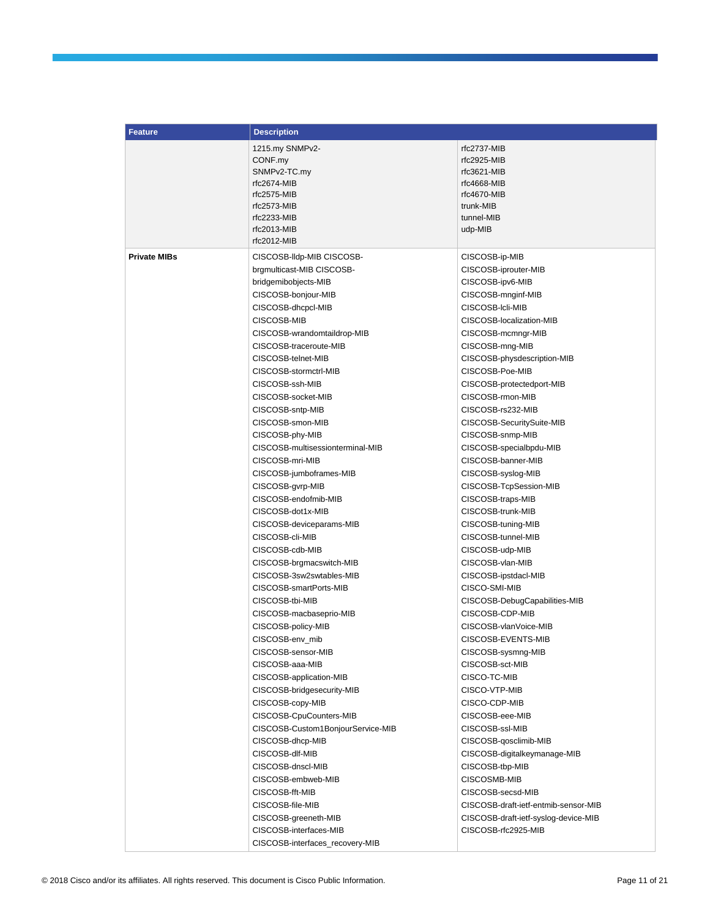| Feature | Description | |
| --- | --- | --- |
| | 1215.my SNMPv2-<br>CONF.my<br>SNMPv2-TC.my<br>rfc2674-MIB<br>rfc2575-MIB<br>rfc2573-MIB<br>rfc2233-MIB<br>rfc2013-MIB<br>rfc2012-MIB | rfc2737-MIB<br>rfc2925-MIB<br>rfc3621-MIB<br>rfc4668-MIB<br>rfc4670-MIB<br>trunk-MIB<br>tunnel-MIB<br>udp-MIB |
| **Private MIBs** | CISCOSB-lldp-MIB CISCOSB-<br>brgmulticast-MIB CISCOSB-<br>bridgemibobjects-MIB<br>CISCOSB-bonjour-MIB<br>CISCOSB-dhcpcl-MIB<br>CISCOSB-MIB<br>CISCOSB-wrandomtaildrop-MIB<br>CISCOSB-traceroute-MIB<br>CISCOSB-telnet-MIB<br>CISCOSB-stormctrl-MIB<br>CISCOSB-ssh-MIB<br>CISCOSB-socket-MIB<br>CISCOSB-sntp-MIB<br>CISCOSB-smon-MIB<br>CISCOSB-phy-MIB<br>CISCOSB-multisessionterminal-MIB<br>CISCOSB-mri-MIB<br>CISCOSB-jumboframes-MIB<br>CISCOSB-gvrp-MIB<br>CISCOSB-endofmib-MIB<br>CISCOSB-dot1x-MIB<br>CISCOSB-deviceparams-MIB<br>CISCOSB-cli-MIB<br>CISCOSB-cdb-MIB<br>CISCOSB-brgmacswitch-MIB<br>CISCOSB-3sw2swtables-MIB<br>CISCOSB-smartPorts-MIB<br>CISCOSB-tbi-MIB<br>CISCOSB-macbaseprio-MIB<br>CISCOSB-policy-MIB<br>CISCOSB-env_mib<br>CISCOSB-sensor-MIB<br>CISCOSB-aaa-MIB<br>CISCOSB-application-MIB<br>CISCOSB-bridgesecurity-MIB<br>CISCOSB-copy-MIB<br>CISCOSB-CpuCounters-MIB<br>CISCOSB-Custom1BonjourService-MIB<br>CISCOSB-dhcp-MIB<br>CISCOSB-dlf-MIB<br>CISCOSB-dnscl-MIB<br>CISCOSB-embweb-MIB<br>CISCOSB-fft-MIB<br>CISCOSB-file-MIB<br>CISCOSB-greeneth-MIB<br>CISCOSB-interfaces-MIB<br>CISCOSB-interfaces_recovery-MIB | CISCOSB-ip-MIB<br>CISCOSB-iprouter-MIB<br>CISCOSB-ipv6-MIB<br>CISCOSB-mnginf-MIB<br>CISCOSB-lcli-MIB<br>CISCOSB-localization-MIB<br>CISCOSB-mcmngr-MIB<br>CISCOSB-mng-MIB<br>CISCOSB-physdescription-MIB<br>CISCOSB-Poe-MIB<br>CISCOSB-protectedport-MIB<br>CISCOSB-rmon-MIB<br>CISCOSB-rs232-MIB<br>CISCOSB-SecuritySuite-MIB<br>CISCOSB-snmp-MIB<br>CISCOSB-specialbpdu-MIB<br>CISCOSB-banner-MIB<br>CISCOSB-syslog-MIB<br>CISCOSB-TcpSession-MIB<br>CISCOSB-traps-MIB<br>CISCOSB-trunk-MIB<br>CISCOSB-tuning-MIB<br>CISCOSB-tunnel-MIB<br>CISCOSB-udp-MIB<br>CISCOSB-vlan-MIB<br>CISCOSB-ipstdacl-MIB<br>CISCO-SMI-MIB<br>CISCOSB-DebugCapabilities-MIB<br>CISCOSB-CDP-MIB<br>CISCOSB-vlanVoice-MIB<br>CISCOSB-EVENTS-MIB<br>CISCOSB-sysmng-MIB<br>CISCOSB-sct-MIB<br>CISCO-TC-MIB<br>CISCO-VTP-MIB<br>CISCO-CDP-MIB<br>CISCOSB-eee-MIB<br>CISCOSB-ssl-MIB<br>CISCOSB-qosclimib-MIB<br>CISCOSB-digitalkeymanage-MIB<br>CISCOSB-tbp-MIB<br>CISCOSMB-MIB<br>CISCOSB-secsd-MIB<br>CISCOSB-draft-ietf-entmib-sensor-MIB<br>CISCOSB-draft-ietf-syslog-device-MIB<br>CISCOSB-rfc2925-MIB |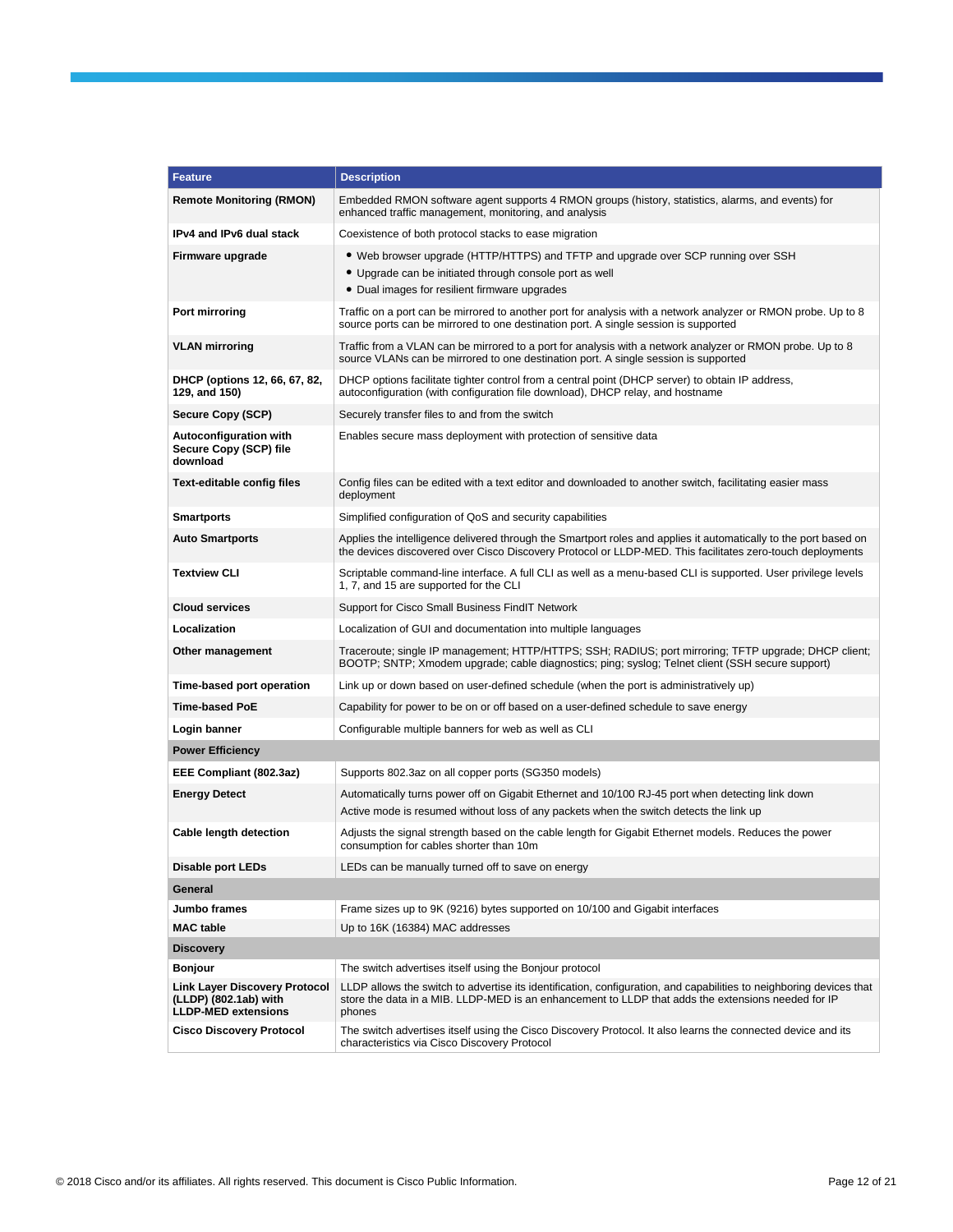| Feature | Description |
|---|---|
| **Remote Monitoring (RMON)** | Embedded RMON software agent supports 4 RMON groups (history, statistics, alarms, and events) for enhanced traffic management, monitoring, and analysis |
| **IPv4 and IPv6 dual stack** | Coexistence of both protocol stacks to ease migration |
| **Firmware upgrade** | • Web browser upgrade (HTTP/HTTPS) and TFTP and upgrade over SCP running over SSH<br>• Upgrade can be initiated through console port as well<br>• Dual images for resilient firmware upgrades |
| **Port mirroring** | Traffic on a port can be mirrored to another port for analysis with a network analyzer or RMON probe. Up to 8 source ports can be mirrored to one destination port. A single session is supported |
| **VLAN mirroring** | Traffic from a VLAN can be mirrored to a port for analysis with a network analyzer or RMON probe. Up to 8 source VLANs can be mirrored to one destination port. A single session is supported |
| **DHCP (options 12, 66, 67, 82, 129, and 150)** | DHCP options facilitate tighter control from a central point (DHCP server) to obtain IP address, autoconfiguration (with configuration file download), DHCP relay, and hostname |
| **Secure Copy (SCP)** | Securely transfer files to and from the switch |
| **Autoconfiguration with Secure Copy (SCP) file download** | Enables secure mass deployment with protection of sensitive data |
| **Text-editable config files** | Config files can be edited with a text editor and downloaded to another switch, facilitating easier mass deployment |
| **Smartports** | Simplified configuration of QoS and security capabilities |
| **Auto Smartports** | Applies the intelligence delivered through the Smartport roles and applies it automatically to the port based on the devices discovered over Cisco Discovery Protocol or LLDP-MED. This facilitates zero-touch deployments |
| **Textview CLI** | Scriptable command-line interface. A full CLI as well as a menu-based CLI is supported. User privilege levels 1, 7, and 15 are supported for the CLI |
| **Cloud services** | Support for Cisco Small Business FindIT Network |
| **Localization** | Localization of GUI and documentation into multiple languages |
| **Other management** | Traceroute; single IP management; HTTP/HTTPS; SSH; RADIUS; port mirroring; TFTP upgrade; DHCP client; BOOTP; SNTP; Xmodem upgrade; cable diagnostics; ping; syslog; Telnet client (SSH secure support) |
| **Time-based port operation** | Link up or down based on user-defined schedule (when the port is administratively up) |
| **Time-based PoE** | Capability for power to be on or off based on a user-defined schedule to save energy |
| **Login banner** | Configurable multiple banners for web as well as CLI |
| **Power Efficiency** | |
| **EEE Compliant (802.3az)** | Supports 802.3az on all copper ports (SG350 models) |
| **Energy Detect** | Automatically turns power off on Gigabit Ethernet and 10/100 RJ-45 port when detecting link down<br>Active mode is resumed without loss of any packets when the switch detects the link up |
| **Cable length detection** | Adjusts the signal strength based on the cable length for Gigabit Ethernet models. Reduces the power consumption for cables shorter than 10m |
| **Disable port LEDs** | LEDs can be manually turned off to save on energy |
| **General** | |
| **Jumbo frames** | Frame sizes up to 9K (9216) bytes supported on 10/100 and Gigabit interfaces |
| **MAC table** | Up to 16K (16384) MAC addresses |
| **Discovery** | |
| **Bonjour** | The switch advertises itself using the Bonjour protocol |
| **Link Layer Discovery Protocol (LLDP) (802.1ab) with LLDP-MED extensions** | LLDP allows the switch to advertise its identification, configuration, and capabilities to neighboring devices that store the data in a MIB. LLDP-MED is an enhancement to LLDP that adds the extensions needed for IP phones |
| **Cisco Discovery Protocol** | The switch advertises itself using the Cisco Discovery Protocol. It also learns the connected device and its characteristics via Cisco Discovery Protocol |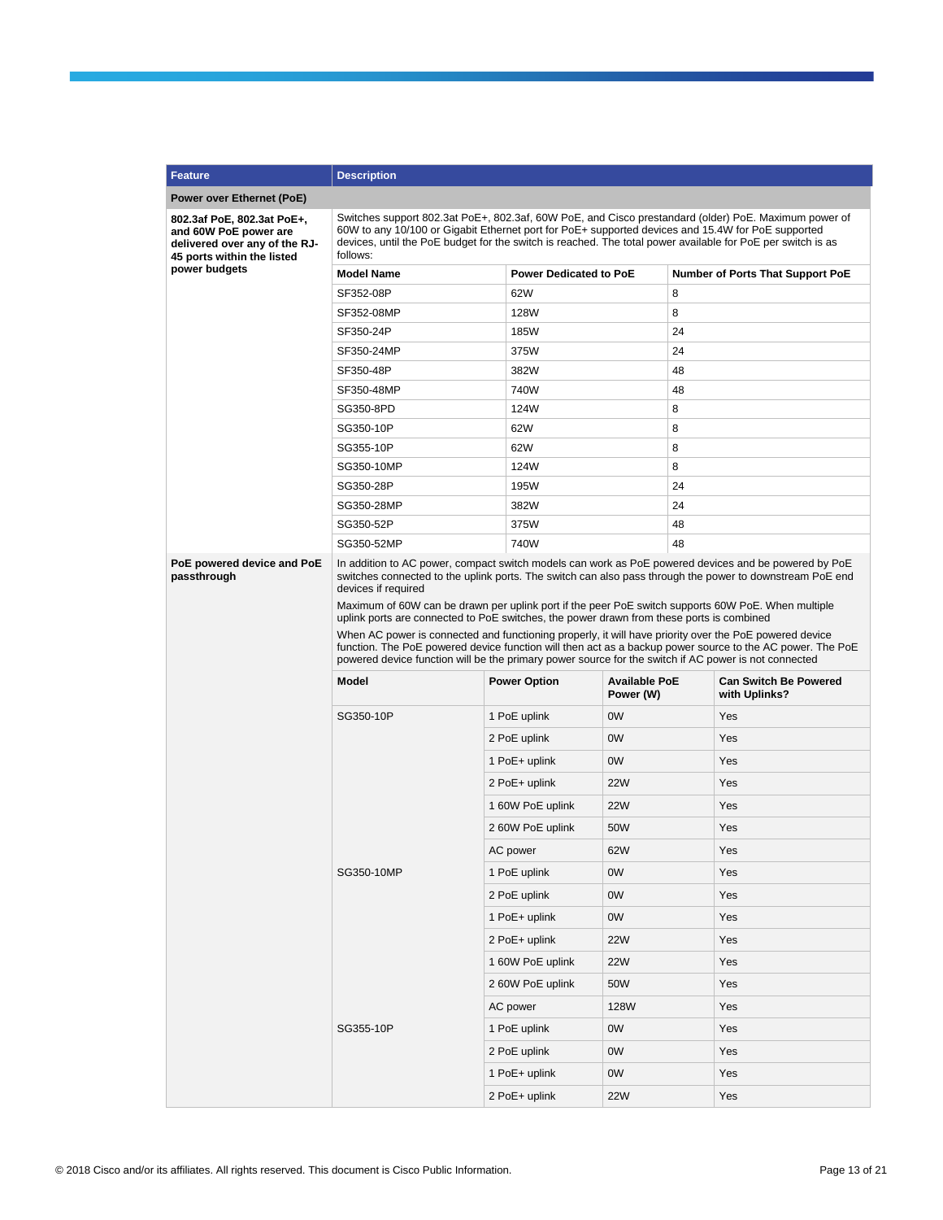| Feature | Description |
| --- | --- |
| **Power over Ethernet (PoE)** | |
| **802.3af PoE, 802.3at PoE+, and 60W PoE power are delivered over any of the RJ-45 ports within the listed power budgets** | Switches support 802.3at PoE+, 802.3af, 60W PoE, and Cisco prestandard (older) PoE. Maximum power of 60W to any 10/100 or Gigabit Ethernet port for PoE+ supported devices and 15.4W for PoE supported devices, until the PoE budget for the switch is reached. The total power available for PoE per switch is as follows: |

| Model Name | Power Dedicated to PoE | Number of Ports That Support PoE |
| --- | --- | --- |
| SF352-08P | 62W | 8 |
| SF352-08MP | 128W | 8 |
| SF350-24P | 185W | 24 |
| SF350-24MP | 375W | 24 |
| SF350-48P | 382W | 48 |
| SF350-48MP | 740W | 48 |
| SG350-8PD | 124W | 8 |
| SG350-10P | 62W | 8 |
| SG355-10P | 62W | 8 |
| SG350-10MP | 124W | 8 |
| SG350-28P | 195W | 24 |
| SG350-28MP | 382W | 24 |
| SG350-52P | 375W | 48 |
| SG350-52MP | 740W | 48 |

**PoE powered device and PoE passthrough**

In addition to AC power, compact switch models can work as PoE powered devices and be powered by PoE switches connected to the uplink ports. The switch can also pass through the power to downstream PoE end devices if required

Maximum of 60W can be drawn per uplink port if the peer PoE switch supports 60W PoE. When multiple uplink ports are connected to PoE switches, the power drawn from these ports is combined

When AC power is connected and functioning properly, it will have priority over the PoE powered device function. The PoE powered device function will then act as a backup power source to the AC power. The PoE powered device function will be the primary power source for the switch if AC power is not connected

| Model | Power Option | Available PoE Power (W) | Can Switch Be Powered with Uplinks? |
| --- | --- | --- | --- |
| SG350-10P | 1 PoE uplink | 0W | Yes |
| | 2 PoE uplink | 0W | Yes |
| | 1 PoE+ uplink | 0W | Yes |
| | 2 PoE+ uplink | 22W | Yes |
| | 1 60W PoE uplink | 22W | Yes |
| | 2 60W PoE uplink | 50W | Yes |
| | AC power | 62W | Yes |
| SG350-10MP | 1 PoE uplink | 0W | Yes |
| | 2 PoE uplink | 0W | Yes |
| | 1 PoE+ uplink | 0W | Yes |
| | 2 PoE+ uplink | 22W | Yes |
| | 1 60W PoE uplink | 22W | Yes |
| | 2 60W PoE uplink | 50W | Yes |
| | AC power | 128W | Yes |
| SG355-10P | 1 PoE uplink | 0W | Yes |
| | 2 PoE uplink | 0W | Yes |
| | 1 PoE+ uplink | 0W | Yes |
| | 2 PoE+ uplink | 22W | Yes |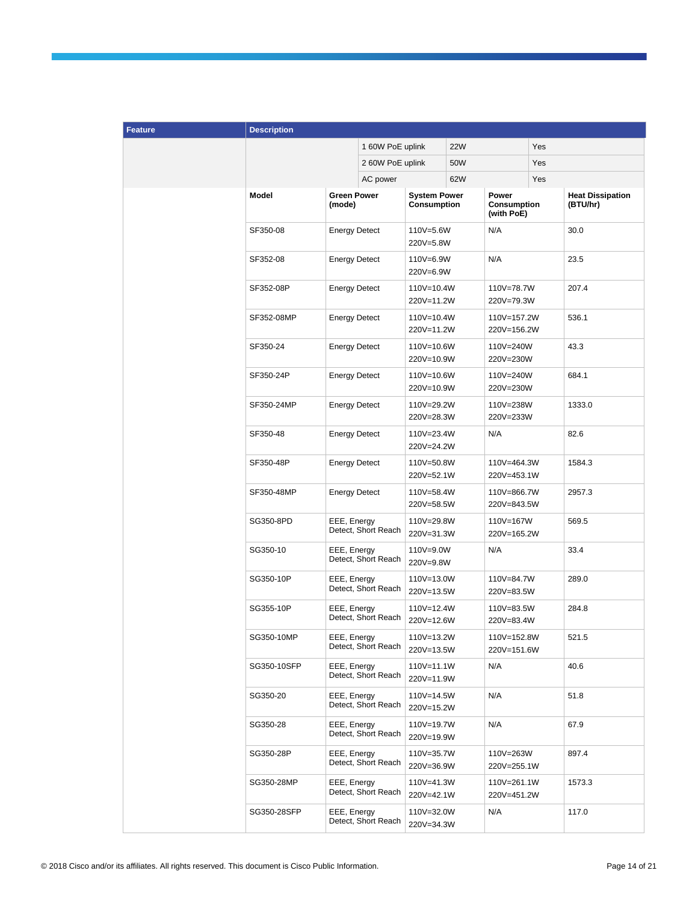| Feature | Description | | | |
| --- | --- | --- | --- | --- |
| | | 1 60W PoE uplink | 22W | Yes |
| | | 2 60W PoE uplink | 50W | Yes |
| | | AC power | 62W | Yes |

| Model | Green Power (mode) | System Power Consumption | Power Consumption (with PoE) | Heat Dissipation (BTU/hr) |
| --- | --- | --- | --- | --- |
| SF350-08 | Energy Detect | 110V=5.6W<br>220V=5.8W | N/A | 30.0 |
| SF352-08 | Energy Detect | 110V=6.9W<br>220V=6.9W | N/A | 23.5 |
| SF352-08P | Energy Detect | 110V=10.4W<br>220V=11.2W | 110V=78.7W<br>220V=79.3W | 207.4 |
| SF352-08MP | Energy Detect | 110V=10.4W<br>220V=11.2W | 110V=157.2W<br>220V=156.2W | 536.1 |
| SF350-24 | Energy Detect | 110V=10.6W<br>220V=10.9W | 110V=240W<br>220V=230W | 43.3 |
| SF350-24P | Energy Detect | 110V=10.6W<br>220V=10.9W | 110V=240W<br>220V=230W | 684.1 |
| SF350-24MP | Energy Detect | 110V=29.2W<br>220V=28.3W | 110V=238W<br>220V=233W | 1333.0 |
| SF350-48 | Energy Detect | 110V=23.4W<br>220V=24.2W | N/A | 82.6 |
| SF350-48P | Energy Detect | 110V=50.8W<br>220V=52.1W | 110V=464.3W<br>220V=453.1W | 1584.3 |
| SF350-48MP | Energy Detect | 110V=58.4W<br>220V=58.5W | 110V=866.7W<br>220V=843.5W | 2957.3 |
| SG350-8PD | EEE, Energy Detect, Short Reach | 110V=29.8W<br>220V=31.3W | 110V=167W<br>220V=165.2W | 569.5 |
| SG350-10 | EEE, Energy Detect, Short Reach | 110V=9.0W<br>220V=9.8W | N/A | 33.4 |
| SG350-10P | EEE, Energy Detect, Short Reach | 110V=13.0W<br>220V=13.5W | 110V=84.7W<br>220V=83.5W | 289.0 |
| SG355-10P | EEE, Energy Detect, Short Reach | 110V=12.4W<br>220V=12.6W | 110V=83.5W<br>220V=83.4W | 284.8 |
| SG350-10MP | EEE, Energy Detect, Short Reach | 110V=13.2W<br>220V=13.5W | 110V=152.8W<br>220V=151.6W | 521.5 |
| SG350-10SFP | EEE, Energy Detect, Short Reach | 110V=11.1W<br>220V=11.9W | N/A | 40.6 |
| SG350-20 | EEE, Energy Detect, Short Reach | 110V=14.5W<br>220V=15.2W | N/A | 51.8 |
| SG350-28 | EEE, Energy Detect, Short Reach | 110V=19.7W<br>220V=19.9W | N/A | 67.9 |
| SG350-28P | EEE, Energy Detect, Short Reach | 110V=35.7W<br>220V=36.9W | 110V=263W<br>220V=255.1W | 897.4 |
| SG350-28MP | EEE, Energy Detect, Short Reach | 110V=41.3W<br>220V=42.1W | 110V=261.1W<br>220V=451.2W | 1573.3 |
| SG350-28SFP | EEE, Energy Detect, Short Reach | 110V=32.0W<br>220V=34.3W | N/A | 117.0 |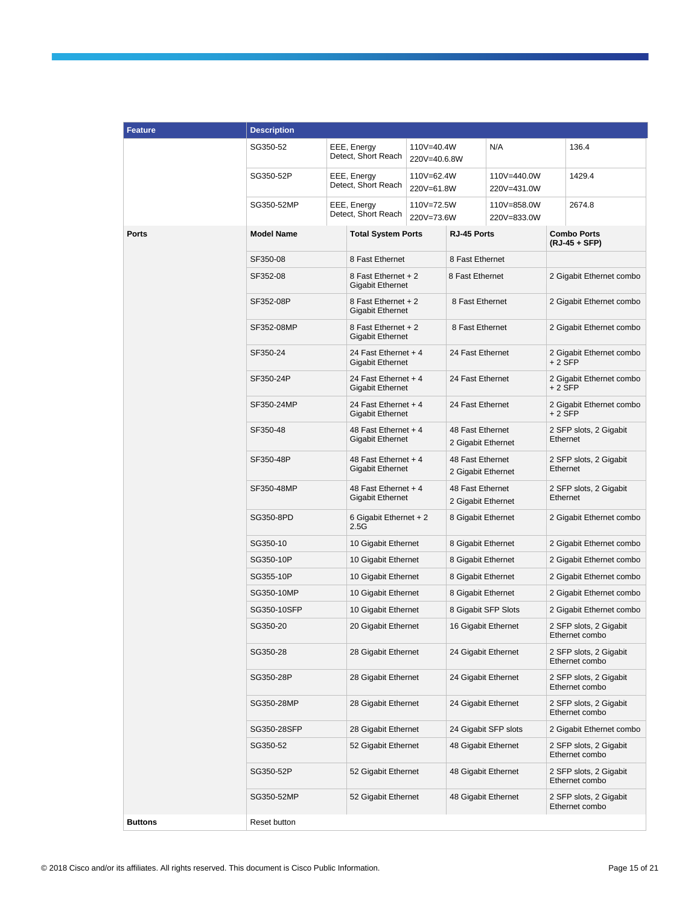| Feature | Description | | | | |
|---|---|---|---|---|---|
| | SG350-52 | EEE, Energy Detect, Short Reach | 110V=40.4W<br>220V=40.6.8W | N/A | 136.4 |
| | SG350-52P | EEE, Energy Detect, Short Reach | 110V=62.4W<br>220V=61.8W | 110V=440.0W<br>220V=431.0W | 1429.4 |
| | SG350-52MP | EEE, Energy Detect, Short Reach | 110V=72.5W<br>220V=73.6W | 110V=858.0W<br>220V=833.0W | 2674.8 |

| Feature | Model Name | Total System Ports | RJ-45 Ports | Combo Ports (RJ-45 + SFP) |
|---|---|---|---|---|
| **Ports** | **Model Name** | **Total System Ports** | **RJ-45 Ports** | **Combo Ports (RJ-45 + SFP)** |
| | SF350-08 | 8 Fast Ethernet | 8 Fast Ethernet | |
| | SF352-08 | 8 Fast Ethernet + 2 Gigabit Ethernet | 8 Fast Ethernet | 2 Gigabit Ethernet combo |
| | SF352-08P | 8 Fast Ethernet + 2 Gigabit Ethernet | 8 Fast Ethernet | 2 Gigabit Ethernet combo |
| | SF352-08MP | 8 Fast Ethernet + 2 Gigabit Ethernet | 8 Fast Ethernet | 2 Gigabit Ethernet combo |
| | SF350-24 | 24 Fast Ethernet + 4 Gigabit Ethernet | 24 Fast Ethernet | 2 Gigabit Ethernet combo + 2 SFP |
| | SF350-24P | 24 Fast Ethernet + 4 Gigabit Ethernet | 24 Fast Ethernet | 2 Gigabit Ethernet combo + 2 SFP |
| | SF350-24MP | 24 Fast Ethernet + 4 Gigabit Ethernet | 24 Fast Ethernet | 2 Gigabit Ethernet combo + 2 SFP |
| | SF350-48 | 48 Fast Ethernet + 4 Gigabit Ethernet | 48 Fast Ethernet<br>2 Gigabit Ethernet | 2 SFP slots, 2 Gigabit Ethernet |
| | SF350-48P | 48 Fast Ethernet + 4 Gigabit Ethernet | 48 Fast Ethernet<br>2 Gigabit Ethernet | 2 SFP slots, 2 Gigabit Ethernet |
| | SF350-48MP | 48 Fast Ethernet + 4 Gigabit Ethernet | 48 Fast Ethernet<br>2 Gigabit Ethernet | 2 SFP slots, 2 Gigabit Ethernet |
| | SG350-8PD | 6 Gigabit Ethernet + 2 2.5G | 8 Gigabit Ethernet | 2 Gigabit Ethernet combo |
| | SG350-10 | 10 Gigabit Ethernet | 8 Gigabit Ethernet | 2 Gigabit Ethernet combo |
| | SG350-10P | 10 Gigabit Ethernet | 8 Gigabit Ethernet | 2 Gigabit Ethernet combo |
| | SG355-10P | 10 Gigabit Ethernet | 8 Gigabit Ethernet | 2 Gigabit Ethernet combo |
| | SG350-10MP | 10 Gigabit Ethernet | 8 Gigabit Ethernet | 2 Gigabit Ethernet combo |
| | SG350-10SFP | 10 Gigabit Ethernet | 8 Gigabit SFP Slots | 2 Gigabit Ethernet combo |
| | SG350-20 | 20 Gigabit Ethernet | 16 Gigabit Ethernet | 2 SFP slots, 2 Gigabit Ethernet combo |
| | SG350-28 | 28 Gigabit Ethernet | 24 Gigabit Ethernet | 2 SFP slots, 2 Gigabit Ethernet combo |
| | SG350-28P | 28 Gigabit Ethernet | 24 Gigabit Ethernet | 2 SFP slots, 2 Gigabit Ethernet combo |
| | SG350-28MP | 28 Gigabit Ethernet | 24 Gigabit Ethernet | 2 SFP slots, 2 Gigabit Ethernet combo |
| | SG350-28SFP | 28 Gigabit Ethernet | 24 Gigabit SFP slots | 2 Gigabit Ethernet combo |
| | SG350-52 | 52 Gigabit Ethernet | 48 Gigabit Ethernet | 2 SFP slots, 2 Gigabit Ethernet combo |
| | SG350-52P | 52 Gigabit Ethernet | 48 Gigabit Ethernet | 2 SFP slots, 2 Gigabit Ethernet combo |
| | SG350-52MP | 52 Gigabit Ethernet | 48 Gigabit Ethernet | 2 SFP slots, 2 Gigabit Ethernet combo |
| **Buttons** | Reset button | | | |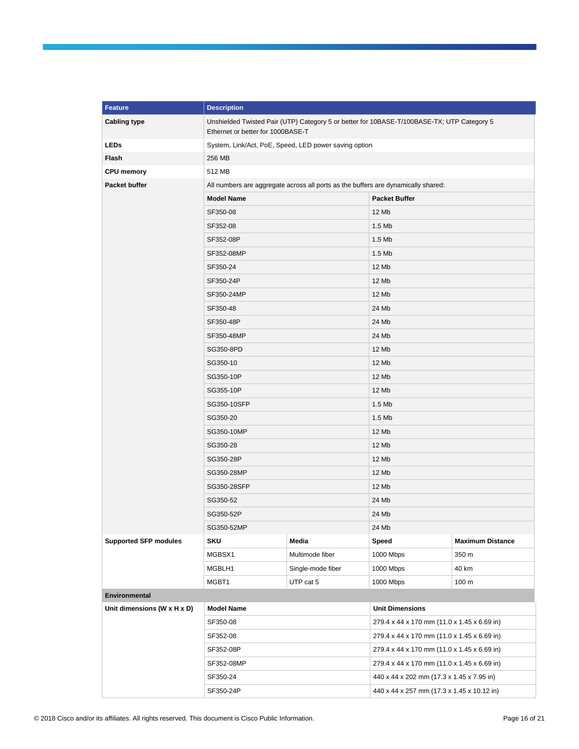| Feature | Description | | | |
|---|---|---|---|---|
| **Cabling type** | Unshielded Twisted Pair (UTP) Category 5 or better for 10BASE-T/100BASE-TX; UTP Category 5 Ethernet or better for 1000BASE-T | | | |
| **LEDs** | System, Link/Act, PoE, Speed, LED power saving option | | | |
| **Flash** | 256 MB | | | |
| **CPU memory** | 512 MB | | | |
| **Packet buffer** | All numbers are aggregate across all ports as the buffers are dynamically shared: | | | |
| | **Model Name** | | **Packet Buffer** | |
| | SF350-08 | | 12 Mb | |
| | SF352-08 | | 1.5 Mb | |
| | SF352-08P | | 1.5 Mb | |
| | SF352-08MP | | 1.5 Mb | |
| | SF350-24 | | 12 Mb | |
| | SF350-24P | | 12 Mb | |
| | SF350-24MP | | 12 Mb | |
| | SF350-48 | | 24 Mb | |
| | SF350-48P | | 24 Mb | |
| | SF350-48MP | | 24 Mb | |
| | SG350-8PD | | 12 Mb | |
| | SG350-10 | | 12 Mb | |
| | SG350-10P | | 12 Mb | |
| | SG355-10P | | 12 Mb | |
| | SG350-10SFP | | 1.5 Mb | |
| | SG350-20 | | 1.5 Mb | |
| | SG350-10MP | | 12 Mb | |
| | SG350-28 | | 12 Mb | |
| | SG350-28P | | 12 Mb | |
| | SG350-28MP | | 12 Mb | |
| | SG350-28SFP | | 12 Mb | |
| | SG350-52 | | 24 Mb | |
| | SG350-52P | | 24 Mb | |
| | SG350-52MP | | 24 Mb | |
| **Supported SFP modules** | **SKU** | **Media** | **Speed** | **Maximum Distance** |
| | MGBSX1 | Multimode fiber | 1000 Mbps | 350 m |
| | MGBLH1 | Single-mode fiber | 1000 Mbps | 40 km |
| | MGBT1 | UTP cat 5 | 1000 Mbps | 100 m |
| **Environmental** | | | | |
| **Unit dimensions (W x H x D)** | **Model Name** | | **Unit Dimensions** | |
| | SF350-08 | | 279.4 x 44 x 170 mm (11.0 x 1.45 x 6.69 in) | |
| | SF352-08 | | 279.4 x 44 x 170 mm (11.0 x 1.45 x 6.69 in) | |
| | SF352-08P | | 279.4 x 44 x 170 mm (11.0 x 1.45 x 6.69 in) | |
| | SF352-08MP | | 279.4 x 44 x 170 mm (11.0 x 1.45 x 6.69 in) | |
| | SF350-24 | | 440 x 44 x 202 mm (17.3 x 1.45 x 7.95 in) | |
| | SF350-24P | | 440 x 44 x 257 mm (17.3 x 1.45 x 10.12 in) | |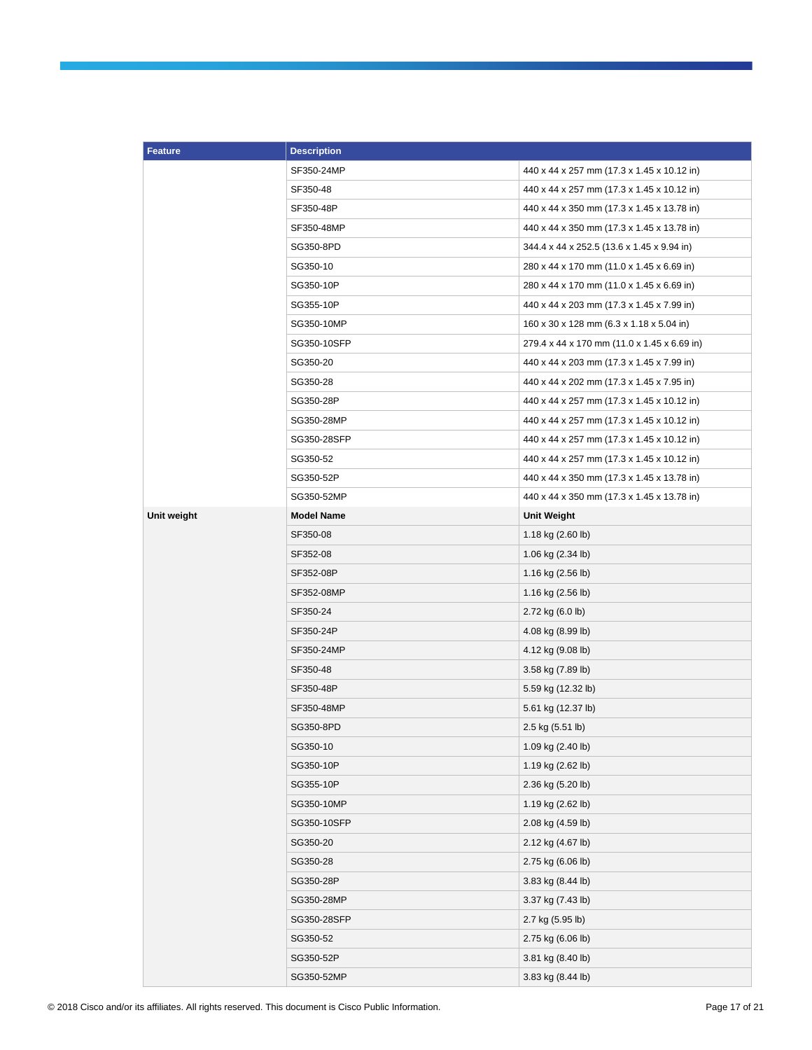| Feature | Description | |
|---|---|---|
| | SF350-24MP | 440 x 44 x 257 mm (17.3 x 1.45 x 10.12 in) |
| | SF350-48 | 440 x 44 x 257 mm (17.3 x 1.45 x 10.12 in) |
| | SF350-48P | 440 x 44 x 350 mm (17.3 x 1.45 x 13.78 in) |
| | SF350-48MP | 440 x 44 x 350 mm (17.3 x 1.45 x 13.78 in) |
| | SG350-8PD | 344.4 x 44 x 252.5 (13.6 x 1.45 x 9.94 in) |
| | SG350-10 | 280 x 44 x 170 mm (11.0 x 1.45 x 6.69 in) |
| | SG350-10P | 280 x 44 x 170 mm (11.0 x 1.45 x 6.69 in) |
| | SG355-10P | 440 x 44 x 203 mm (17.3 x 1.45 x 7.99 in) |
| | SG350-10MP | 160 x 30 x 128 mm (6.3 x 1.18 x 5.04 in) |
| | SG350-10SFP | 279.4 x 44 x 170 mm (11.0 x 1.45 x 6.69 in) |
| | SG350-20 | 440 x 44 x 203 mm (17.3 x 1.45 x 7.99 in) |
| | SG350-28 | 440 x 44 x 202 mm (17.3 x 1.45 x 7.95 in) |
| | SG350-28P | 440 x 44 x 257 mm (17.3 x 1.45 x 10.12 in) |
| | SG350-28MP | 440 x 44 x 257 mm (17.3 x 1.45 x 10.12 in) |
| | SG350-28SFP | 440 x 44 x 257 mm (17.3 x 1.45 x 10.12 in) |
| | SG350-52 | 440 x 44 x 257 mm (17.3 x 1.45 x 10.12 in) |
| | SG350-52P | 440 x 44 x 350 mm (17.3 x 1.45 x 13.78 in) |
| | SG350-52MP | 440 x 44 x 350 mm (17.3 x 1.45 x 13.78 in) |
| **Unit weight** | **Model Name** | **Unit Weight** |
| | SF350-08 | 1.18 kg (2.60 lb) |
| | SF352-08 | 1.06 kg (2.34 lb) |
| | SF352-08P | 1.16 kg (2.56 lb) |
| | SF352-08MP | 1.16 kg (2.56 lb) |
| | SF350-24 | 2.72 kg (6.0 lb) |
| | SF350-24P | 4.08 kg (8.99 lb) |
| | SF350-24MP | 4.12 kg (9.08 lb) |
| | SF350-48 | 3.58 kg (7.89 lb) |
| | SF350-48P | 5.59 kg (12.32 lb) |
| | SF350-48MP | 5.61 kg (12.37 lb) |
| | SG350-8PD | 2.5 kg (5.51 lb) |
| | SG350-10 | 1.09 kg (2.40 lb) |
| | SG350-10P | 1.19 kg (2.62 lb) |
| | SG355-10P | 2.36 kg (5.20 lb) |
| | SG350-10MP | 1.19 kg (2.62 lb) |
| | SG350-10SFP | 2.08 kg (4.59 lb) |
| | SG350-20 | 2.12 kg (4.67 lb) |
| | SG350-28 | 2.75 kg (6.06 lb) |
| | SG350-28P | 3.83 kg (8.44 lb) |
| | SG350-28MP | 3.37 kg (7.43 lb) |
| | SG350-28SFP | 2.7 kg (5.95 lb) |
| | SG350-52 | 2.75 kg (6.06 lb) |
| | SG350-52P | 3.81 kg (8.40 lb) |
| | SG350-52MP | 3.83 kg (8.44 lb) |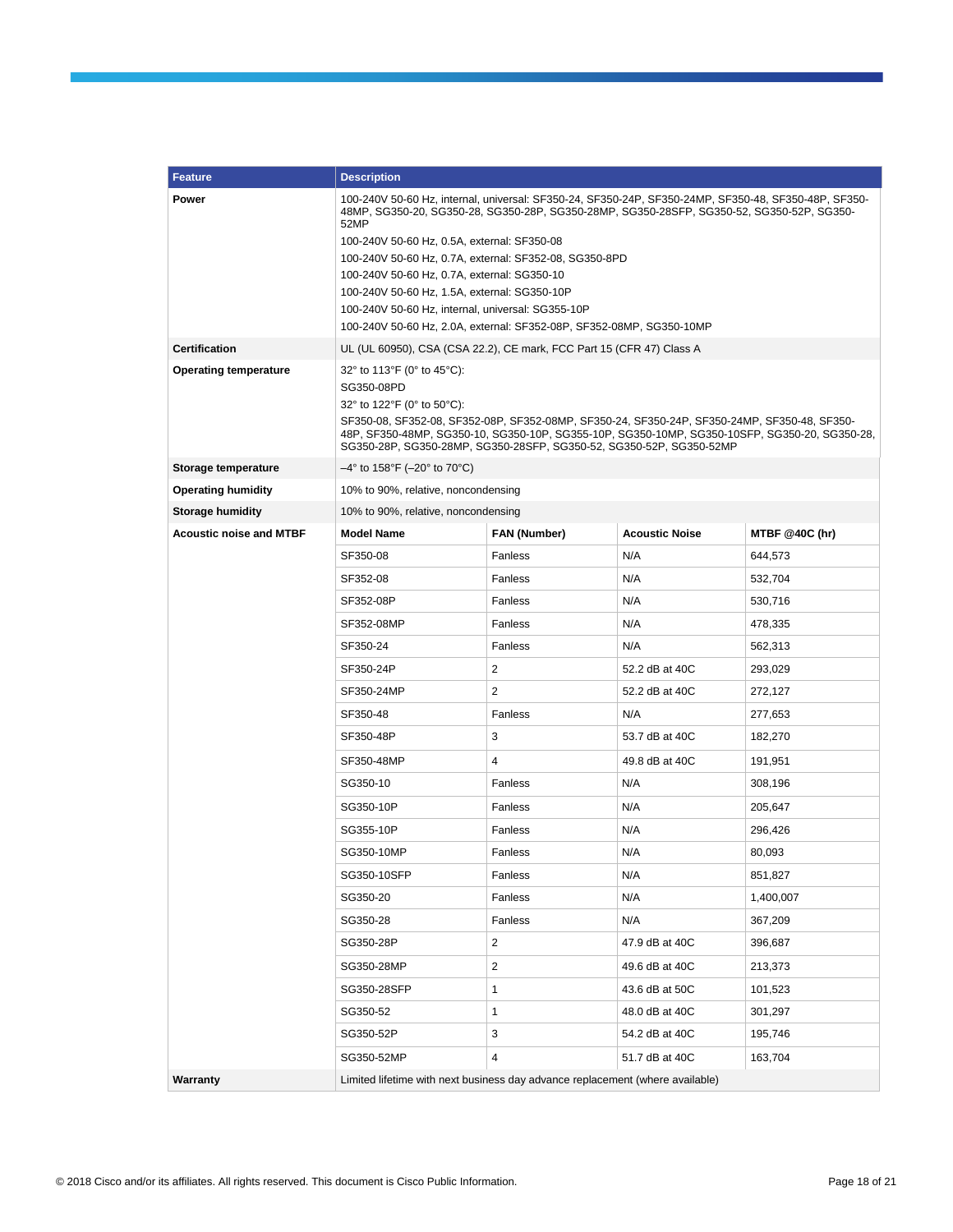| Feature | Description | | | |
| --- | --- | --- | --- | --- |
| **Power** | 100-240V 50-60 Hz, internal, universal: SF350-24, SF350-24P, SF350-24MP, SF350-48, SF350-48P, SF350-48MP, SG350-20, SG350-28, SG350-28P, SG350-28MP, SG350-28SFP, SG350-52, SG350-52P, SG350-52MP<br>100-240V 50-60 Hz, 0.5A, external: SF350-08<br>100-240V 50-60 Hz, 0.7A, external: SF352-08, SG350-8PD<br>100-240V 50-60 Hz, 0.7A, external: SG350-10<br>100-240V 50-60 Hz, 1.5A, external: SG350-10P<br>100-240V 50-60 Hz, internal, universal: SG355-10P<br>100-240V 50-60 Hz, 2.0A, external: SF352-08P, SF352-08MP, SG350-10MP | | | |
| **Certification** | UL (UL 60950), CSA (CSA 22.2), CE mark, FCC Part 15 (CFR 47) Class A | | | |
| **Operating temperature** | 32° to 113°F (0° to 45°C):<br>SG350-08PD<br>32° to 122°F (0° to 50°C):<br>SF350-08, SF352-08, SF352-08P, SF352-08MP, SF350-24, SF350-24P, SF350-24MP, SF350-48, SF350-48P, SF350-48MP, SG350-10, SG350-10P, SG355-10P, SG350-10MP, SG350-10SFP, SG350-20, SG350-28, SG350-28P, SG350-28MP, SG350-28SFP, SG350-52, SG350-52P, SG350-52MP | | | |
| **Storage temperature** | –4° to 158°F (–20° to 70°C) | | | |
| **Operating humidity** | 10% to 90%, relative, noncondensing | | | |
| **Storage humidity** | 10% to 90%, relative, noncondensing | | | |
| **Acoustic noise and MTBF** | **Model Name** | **FAN (Number)** | **Acoustic Noise** | **MTBF @40C (hr)** |
| | SF350-08 | Fanless | N/A | 644,573 |
| | SF352-08 | Fanless | N/A | 532,704 |
| | SF352-08P | Fanless | N/A | 530,716 |
| | SF352-08MP | Fanless | N/A | 478,335 |
| | SF350-24 | Fanless | N/A | 562,313 |
| | SF350-24P | 2 | 52.2 dB at 40C | 293,029 |
| | SF350-24MP | 2 | 52.2 dB at 40C | 272,127 |
| | SF350-48 | Fanless | N/A | 277,653 |
| | SF350-48P | 3 | 53.7 dB at 40C | 182,270 |
| | SF350-48MP | 4 | 49.8 dB at 40C | 191,951 |
| | SG350-10 | Fanless | N/A | 308,196 |
| | SG350-10P | Fanless | N/A | 205,647 |
| | SG355-10P | Fanless | N/A | 296,426 |
| | SG350-10MP | Fanless | N/A | 80,093 |
| | SG350-10SFP | Fanless | N/A | 851,827 |
| | SG350-20 | Fanless | N/A | 1,400,007 |
| | SG350-28 | Fanless | N/A | 367,209 |
| | SG350-28P | 2 | 47.9 dB at 40C | 396,687 |
| | SG350-28MP | 2 | 49.6 dB at 40C | 213,373 |
| | SG350-28SFP | 1 | 43.6 dB at 50C | 101,523 |
| | SG350-52 | 1 | 48.0 dB at 40C | 301,297 |
| | SG350-52P | 3 | 54.2 dB at 40C | 195,746 |
| | SG350-52MP | 4 | 51.7 dB at 40C | 163,704 |
| **Warranty** | Limited lifetime with next business day advance replacement (where available) | | | |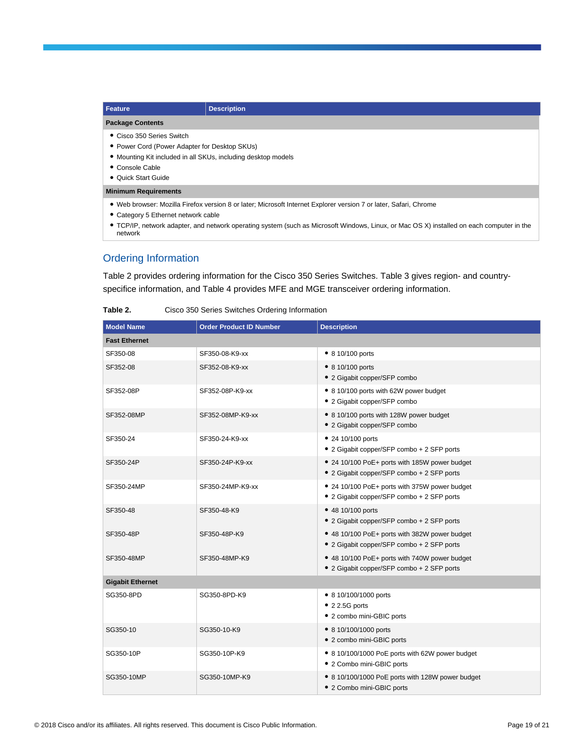| Feature | Description |
| --- | --- |
| **Package Contents** | |
| • Cisco 350 Series Switch<br>• Power Cord (Power Adapter for Desktop SKUs)<br>• Mounting Kit included in all SKUs, including desktop models<br>• Console Cable<br>• Quick Start Guide | |
| **Minimum Requirements** | |
| • Web browser: Mozilla Firefox version 8 or later; Microsoft Internet Explorer version 7 or later, Safari, Chrome<br>• Category 5 Ethernet network cable<br>• TCP/IP, network adapter, and network operating system (such as Microsoft Windows, Linux, or Mac OS X) installed on each computer in the network | |

## Ordering Information

Table 2 provides ordering information for the Cisco 350 Series Switches. Table 3 gives region- and country-specific information, and Table 4 provides MFE and MGE transceiver ordering information.

**Table 2.** Cisco 350 Series Switches Ordering Information

| Model Name | Order Product ID Number | Description |
| --- | --- | --- |
| **Fast Ethernet** | | |
| SF350-08 | SF350-08-K9-xx | • 8 10/100 ports |
| SF352-08 | SF352-08-K9-xx | • 8 10/100 ports<br>• 2 Gigabit copper/SFP combo |
| SF352-08P | SF352-08P-K9-xx | • 8 10/100 ports with 62W power budget<br>• 2 Gigabit copper/SFP combo |
| SF352-08MP | SF352-08MP-K9-xx | • 8 10/100 ports with 128W power budget<br>• 2 Gigabit copper/SFP combo |
| SF350-24 | SF350-24-K9-xx | • 24 10/100 ports<br>• 2 Gigabit copper/SFP combo + 2 SFP ports |
| SF350-24P | SF350-24P-K9-xx | • 24 10/100 PoE+ ports with 185W power budget<br>• 2 Gigabit copper/SFP combo + 2 SFP ports |
| SF350-24MP | SF350-24MP-K9-xx | • 24 10/100 PoE+ ports with 375W power budget<br>• 2 Gigabit copper/SFP combo + 2 SFP ports |
| SF350-48 | SF350-48-K9 | • 48 10/100 ports<br>• 2 Gigabit copper/SFP combo + 2 SFP ports |
| SF350-48P | SF350-48P-K9 | • 48 10/100 PoE+ ports with 382W power budget<br>• 2 Gigabit copper/SFP combo + 2 SFP ports |
| SF350-48MP | SF350-48MP-K9 | • 48 10/100 PoE+ ports with 740W power budget<br>• 2 Gigabit copper/SFP combo + 2 SFP ports |
| **Gigabit Ethernet** | | |
| SG350-8PD | SG350-8PD-K9 | • 8 10/100/1000 ports<br>• 2 2.5G ports<br>• 2 combo mini-GBIC ports |
| SG350-10 | SG350-10-K9 | • 8 10/100/1000 ports<br>• 2 combo mini-GBIC ports |
| SG350-10P | SG350-10P-K9 | • 8 10/100/1000 PoE ports with 62W power budget<br>• 2 Combo mini-GBIC ports |
| SG350-10MP | SG350-10MP-K9 | • 8 10/100/1000 PoE ports with 128W power budget<br>• 2 Combo mini-GBIC ports |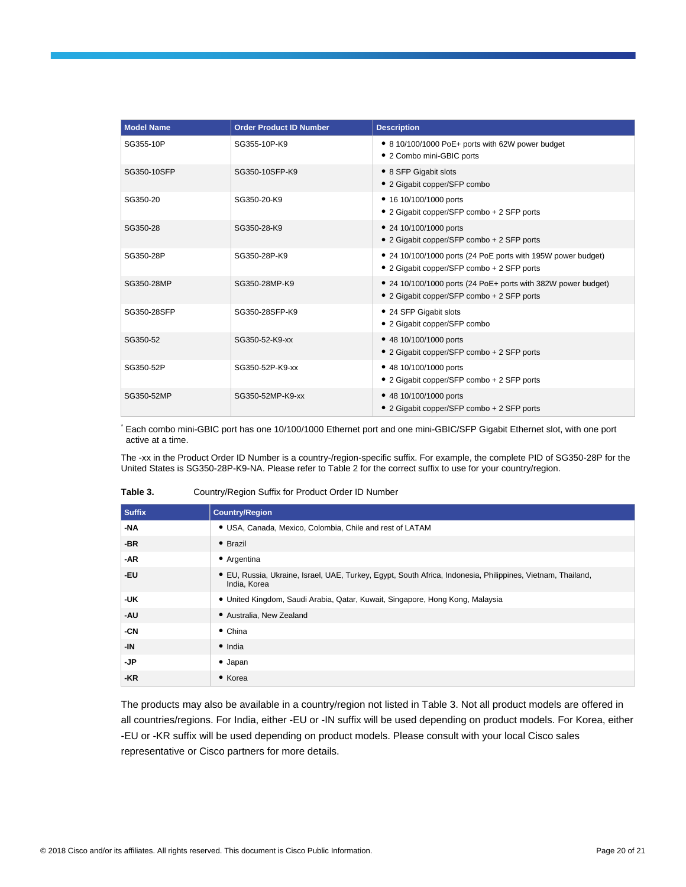| Model Name | Order Product ID Number | Description |
| --- | --- | --- |
| SG355-10P | SG355-10P-K9 | • 8 10/100/1000 PoE+ ports with 62W power budget<br>• 2 Combo mini-GBIC ports |
| SG350-10SFP | SG350-10SFP-K9 | • 8 SFP Gigabit slots<br>• 2 Gigabit copper/SFP combo |
| SG350-20 | SG350-20-K9 | • 16 10/100/1000 ports<br>• 2 Gigabit copper/SFP combo + 2 SFP ports |
| SG350-28 | SG350-28-K9 | • 24 10/100/1000 ports<br>• 2 Gigabit copper/SFP combo + 2 SFP ports |
| SG350-28P | SG350-28P-K9 | • 24 10/100/1000 ports (24 PoE ports with 195W power budget)<br>• 2 Gigabit copper/SFP combo + 2 SFP ports |
| SG350-28MP | SG350-28MP-K9 | • 24 10/100/1000 ports (24 PoE+ ports with 382W power budget)<br>• 2 Gigabit copper/SFP combo + 2 SFP ports |
| SG350-28SFP | SG350-28SFP-K9 | • 24 SFP Gigabit slots<br>• 2 Gigabit copper/SFP combo |
| SG350-52 | SG350-52-K9-xx | • 48 10/100/1000 ports<br>• 2 Gigabit copper/SFP combo + 2 SFP ports |
| SG350-52P | SG350-52P-K9-xx | • 48 10/100/1000 ports<br>• 2 Gigabit copper/SFP combo + 2 SFP ports |
| SG350-52MP | SG350-52MP-K9-xx | • 48 10/100/1000 ports<br>• 2 Gigabit copper/SFP combo + 2 SFP ports |

* Each combo mini-GBIC port has one 10/100/1000 Ethernet port and one mini-GBIC/SFP Gigabit Ethernet slot, with one port active at a time.

The -xx in the Product Order ID Number is a country-/region-specific suffix. For example, the complete PID of SG350-28P for the United States is SG350-28P-K9-NA. Please refer to Table 2 for the correct suffix to use for your country/region.

**Table 3.** Country/Region Suffix for Product Order ID Number

| Suffix | Country/Region |
| --- | --- |
| **-NA** | • USA, Canada, Mexico, Colombia, Chile and rest of LATAM |
| **-BR** | • Brazil |
| **-AR** | • Argentina |
| **-EU** | • EU, Russia, Ukraine, Israel, UAE, Turkey, Egypt, South Africa, Indonesia, Philippines, Vietnam, Thailand, India, Korea |
| **-UK** | • United Kingdom, Saudi Arabia, Qatar, Kuwait, Singapore, Hong Kong, Malaysia |
| **-AU** | • Australia, New Zealand |
| **-CN** | • China |
| **-IN** | • India |
| **-JP** | • Japan |
| **-KR** | • Korea |

The products may also be available in a country/region not listed in Table 3. Not all product models are offered in all countries/regions. For India, either -EU or -IN suffix will be used depending on product models. For Korea, either -EU or -KR suffix will be used depending on product models. Please consult with your local Cisco sales representative or Cisco partners for more details.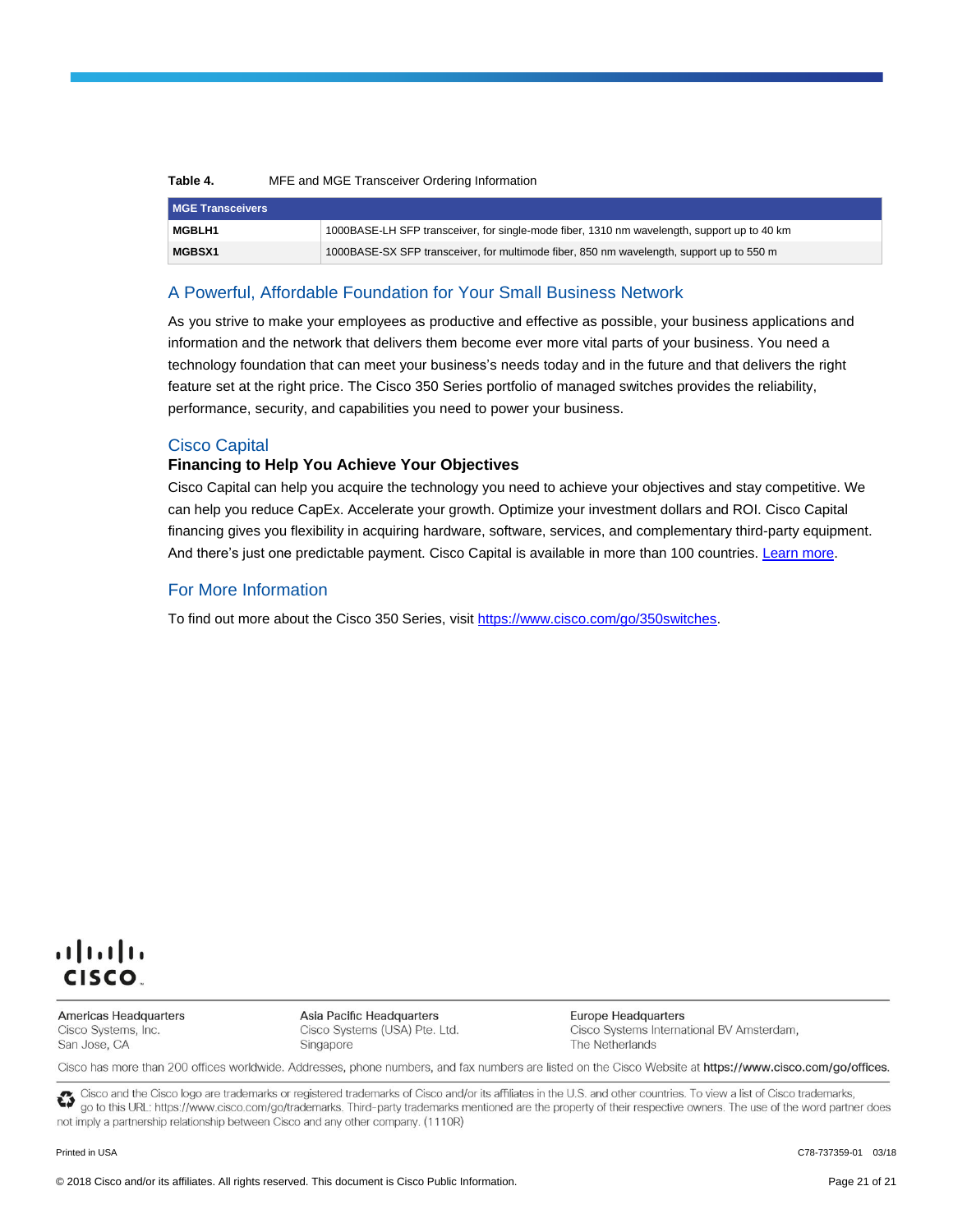**Table 4.** MFE and MGE Transceiver Ordering Information

| MGE Transceivers | |
|---|---|
| **MGBLH1** | 1000BASE-LH SFP transceiver, for single-mode fiber, 1310 nm wavelength, support up to 40 km |
| **MGBSX1** | 1000BASE-SX SFP transceiver, for multimode fiber, 850 nm wavelength, support up to 550 m |

## A Powerful, Affordable Foundation for Your Small Business Network

As you strive to make your employees as productive and effective as possible, your business applications and information and the network that delivers them become ever more vital parts of your business. You need a technology foundation that can meet your business's needs today and in the future and that delivers the right feature set at the right price. The Cisco 350 Series portfolio of managed switches provides the reliability, performance, security, and capabilities you need to power your business.

## Cisco Capital

### Financing to Help You Achieve Your Objectives

Cisco Capital can help you acquire the technology you need to achieve your objectives and stay competitive. We can help you reduce CapEx. Accelerate your growth. Optimize your investment dollars and ROI. Cisco Capital financing gives you flexibility in acquiring hardware, software, services, and complementary third-party equipment. And there's just one predictable payment. Cisco Capital is available in more than 100 countries. Learn more.

## For More Information

To find out more about the Cisco 350 Series, visit https://www.cisco.com/go/350switches.

Americas Headquarters
Cisco Systems, Inc.
San Jose, CA

Asia Pacific Headquarters
Cisco Systems (USA) Pte. Ltd.
Singapore

Europe Headquarters
Cisco Systems International BV Amsterdam,
The Netherlands

Cisco has more than 200 offices worldwide. Addresses, phone numbers, and fax numbers are listed on the Cisco Website at **https://www.cisco.com/go/offices.**

Cisco and the Cisco logo are trademarks or registered trademarks of Cisco and/or its affiliates in the U.S. and other countries. To view a list of Cisco trademarks, go to this URL: https://www.cisco.com/go/trademarks. Third-party trademarks mentioned are the property of their respective owners. The use of the word partner does not imply a partnership relationship between Cisco and any other company. (1110R)

Printed in USA C78-737359-01 03/18

© 2018 Cisco and/or its affiliates. All rights reserved. This document is Cisco Public Information.